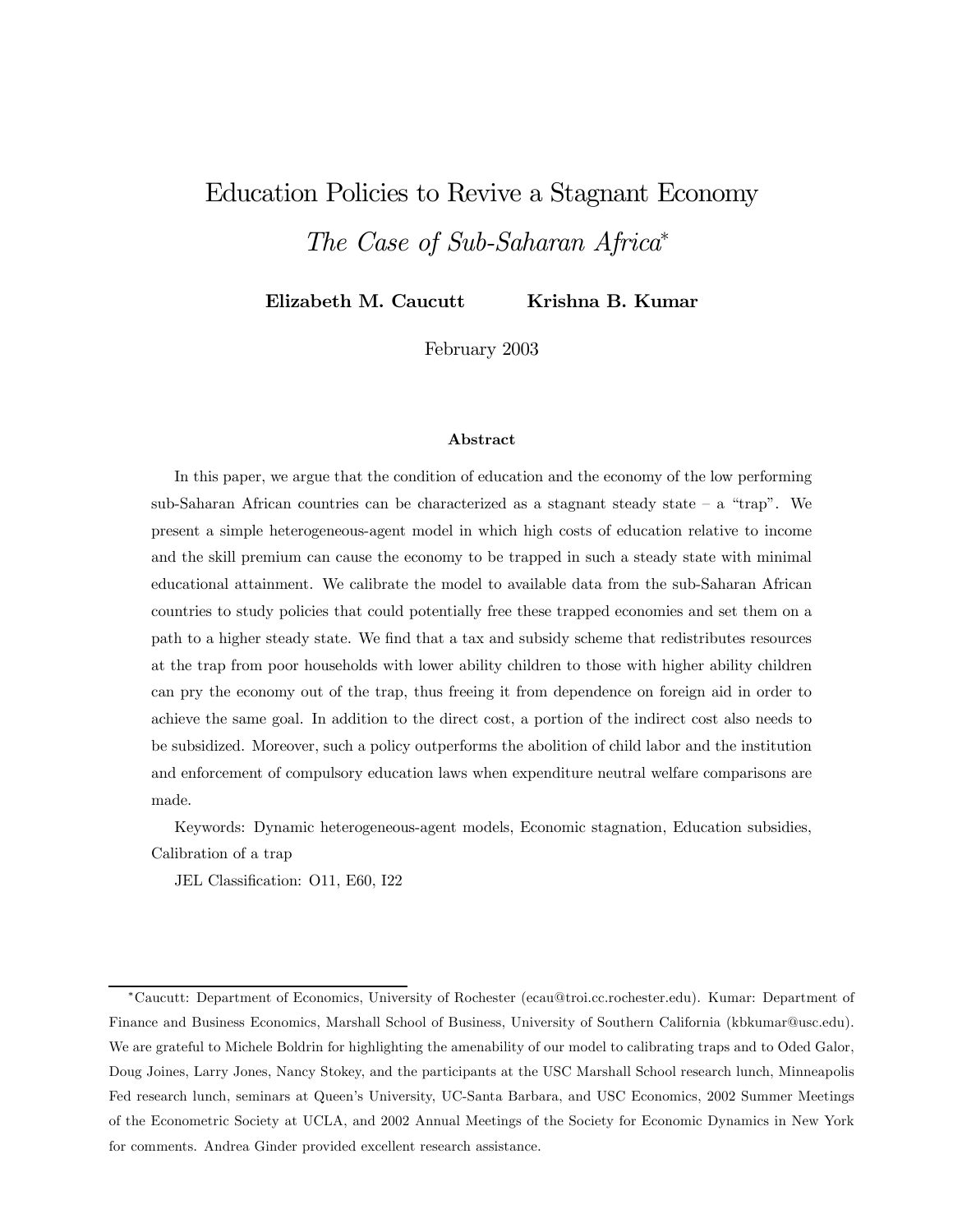# Education Policies to Revive a Stagnant Economy

## *The Case of Sub-Saharan Africa*[*]

**Elizabeth M. Caucutt** **Krishna B. Kumar**

February 2003

### Abstract

In this paper, we argue that the condition of education and the economy of the low performing sub-Saharan African countries can be characterized as a stagnant steady state – a "trap". We present a simple heterogeneous-agent model in which high costs of education relative to income and the skill premium can cause the economy to be trapped in such a steady state with minimal educational attainment. We calibrate the model to available data from the sub-Saharan African countries to study policies that could potentially free these trapped economies and set them on a path to a higher steady state. We find that a tax and subsidy scheme that redistributes resources at the trap from poor households with lower ability children to those with higher ability children can pry the economy out of the trap, thus freeing it from dependence on foreign aid in order to achieve the same goal. In addition to the direct cost, a portion of the indirect cost also needs to be subsidized. Moreover, such a policy outperforms the abolition of child labor and the institution and enforcement of compulsory education laws when expenditure neutral welfare comparisons are made.

Keywords: Dynamic heterogeneous-agent models, Economic stagnation, Education subsidies, Calibration of a trap

JEL Classification: O11, E60, I22

---

[*] Caucutt: Department of Economics, University of Rochester (ecau@troi.cc.rochester.edu). Kumar: Department of Finance and Business Economics, Marshall School of Business, University of Southern California (kbkumar@usc.edu). We are grateful to Michele Boldrin for highlighting the amenability of our model to calibrating traps and to Oded Galor, Doug Joines, Larry Jones, Nancy Stokey, and the participants at the USC Marshall School research lunch, Minneapolis Fed research lunch, seminars at Queen's University, UC-Santa Barbara, and USC Economics, 2002 Summer Meetings of the Econometric Society at UCLA, and 2002 Annual Meetings of the Society for Economic Dynamics in New York for comments. Andrea Ginder provided excellent research assistance.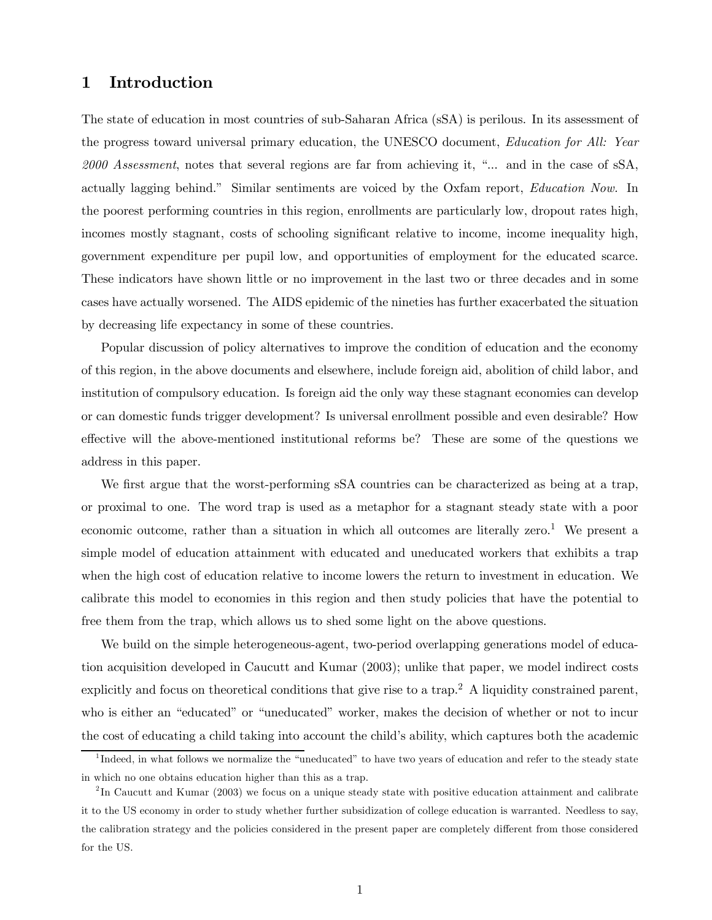# 1 Introduction

The state of education in most countries of sub-Saharan Africa (sSA) is perilous. In its assessment of the progress toward universal primary education, the UNESCO document, *Education for All: Year 2000 Assessment*, notes that several regions are far from achieving it, "... and in the case of sSA, actually lagging behind." Similar sentiments are voiced by the Oxfam report, *Education Now.* In the poorest performing countries in this region, enrollments are particularly low, dropout rates high, incomes mostly stagnant, costs of schooling significant relative to income, income inequality high, government expenditure per pupil low, and opportunities of employment for the educated scarce. These indicators have shown little or no improvement in the last two or three decades and in some cases have actually worsened. The AIDS epidemic of the nineties has further exacerbated the situation by decreasing life expectancy in some of these countries.

Popular discussion of policy alternatives to improve the condition of education and the economy of this region, in the above documents and elsewhere, include foreign aid, abolition of child labor, and institution of compulsory education. Is foreign aid the only way these stagnant economies can develop or can domestic funds trigger development? Is universal enrollment possible and even desirable? How effective will the above-mentioned institutional reforms be? These are some of the questions we address in this paper.

We first argue that the worst-performing sSA countries can be characterized as being at a trap, or proximal to one. The word trap is used as a metaphor for a stagnant steady state with a poor economic outcome, rather than a situation in which all outcomes are literally zero.[1] We present a simple model of education attainment with educated and uneducated workers that exhibits a trap when the high cost of education relative to income lowers the return to investment in education. We calibrate this model to economies in this region and then study policies that have the potential to free them from the trap, which allows us to shed some light on the above questions.

We build on the simple heterogeneous-agent, two-period overlapping generations model of education acquisition developed in Caucutt and Kumar (2003); unlike that paper, we model indirect costs explicitly and focus on theoretical conditions that give rise to a trap.[2] A liquidity constrained parent, who is either an "educated" or "uneducated" worker, makes the decision of whether or not to incur the cost of educating a child taking into account the child's ability, which captures both the academic

[1] Indeed, in what follows we normalize the "uneducated" to have two years of education and refer to the steady state in which no one obtains education higher than this as a trap.

[2] In Caucutt and Kumar (2003) we focus on a unique steady state with positive education attainment and calibrate it to the US economy in order to study whether further subsidization of college education is warranted. Needless to say, the calibration strategy and the policies considered in the present paper are completely different from those considered for the US.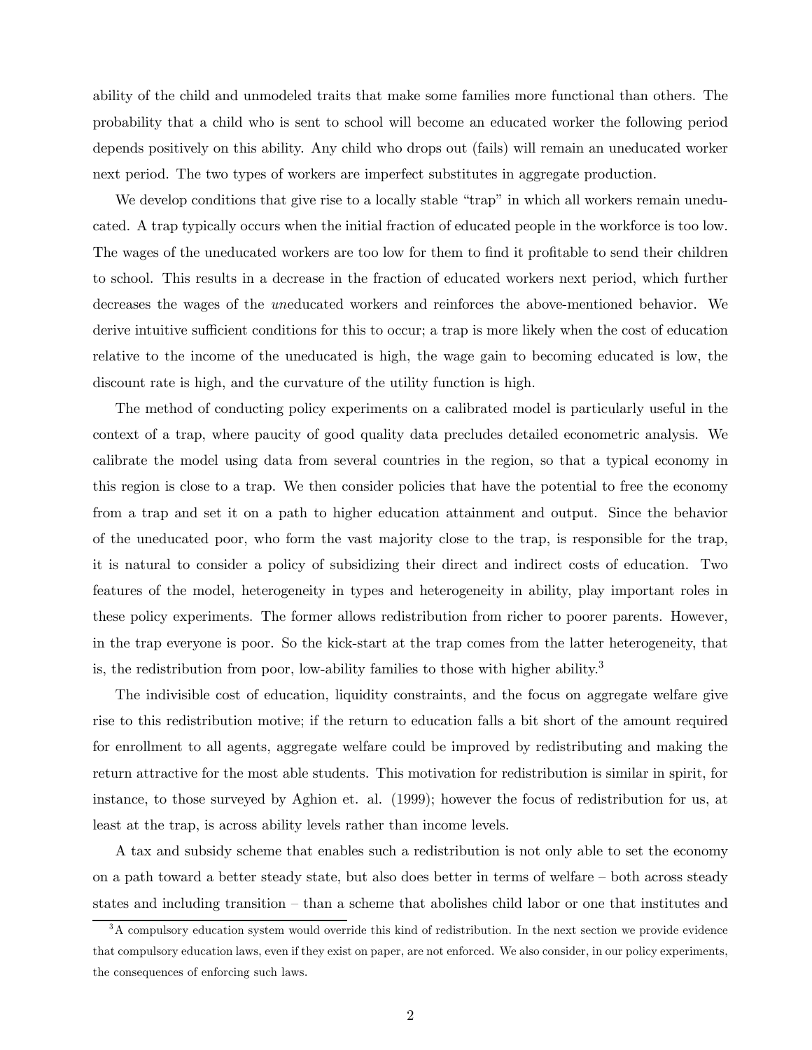ability of the child and unmodeled traits that make some families more functional than others. The probability that a child who is sent to school will become an educated worker the following period depends positively on this ability. Any child who drops out (fails) will remain an uneducated worker next period. The two types of workers are imperfect substitutes in aggregate production.

We develop conditions that give rise to a locally stable "trap" in which all workers remain uneducated. A trap typically occurs when the initial fraction of educated people in the workforce is too low. The wages of the uneducated workers are too low for them to find it profitable to send their children to school. This results in a decrease in the fraction of educated workers next period, which further decreases the wages of the *un*educated workers and reinforces the above-mentioned behavior. We derive intuitive sufficient conditions for this to occur; a trap is more likely when the cost of education relative to the income of the uneducated is high, the wage gain to becoming educated is low, the discount rate is high, and the curvature of the utility function is high.

The method of conducting policy experiments on a calibrated model is particularly useful in the context of a trap, where paucity of good quality data precludes detailed econometric analysis. We calibrate the model using data from several countries in the region, so that a typical economy in this region is close to a trap. We then consider policies that have the potential to free the economy from a trap and set it on a path to higher education attainment and output. Since the behavior of the uneducated poor, who form the vast majority close to the trap, is responsible for the trap, it is natural to consider a policy of subsidizing their direct and indirect costs of education. Two features of the model, heterogeneity in types and heterogeneity in ability, play important roles in these policy experiments. The former allows redistribution from richer to poorer parents. However, in the trap everyone is poor. So the kick-start at the trap comes from the latter heterogeneity, that is, the redistribution from poor, low-ability families to those with higher ability.[3]

The indivisible cost of education, liquidity constraints, and the focus on aggregate welfare give rise to this redistribution motive; if the return to education falls a bit short of the amount required for enrollment to all agents, aggregate welfare could be improved by redistributing and making the return attractive for the most able students. This motivation for redistribution is similar in spirit, for instance, to those surveyed by Aghion et. al. (1999); however the focus of redistribution for us, at least at the trap, is across ability levels rather than income levels.

A tax and subsidy scheme that enables such a redistribution is not only able to set the economy on a path toward a better steady state, but also does better in terms of welfare – both across steady states and including transition – than a scheme that abolishes child labor or one that institutes and

[3] A compulsory education system would override this kind of redistribution. In the next section we provide evidence that compulsory education laws, even if they exist on paper, are not enforced. We also consider, in our policy experiments, the consequences of enforcing such laws.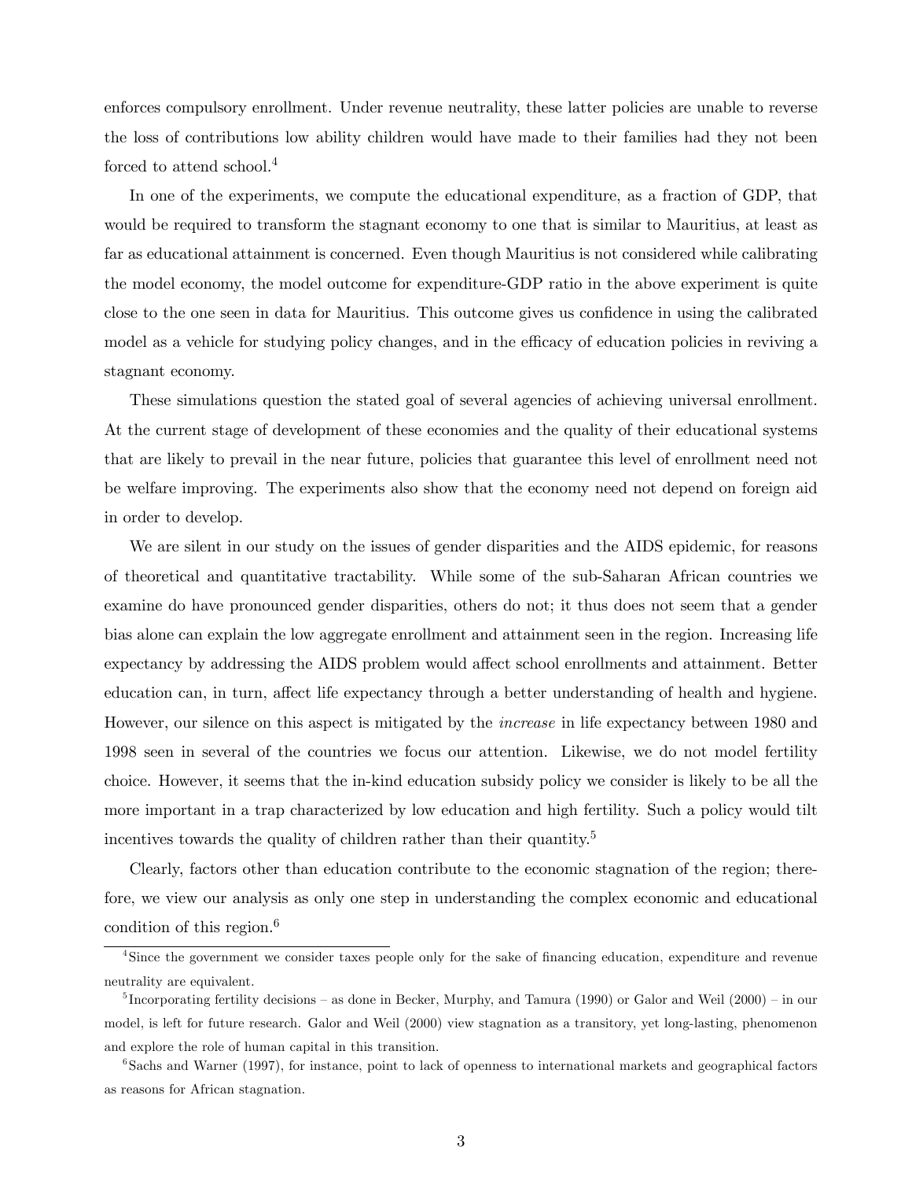enforces compulsory enrollment. Under revenue neutrality, these latter policies are unable to reverse the loss of contributions low ability children would have made to their families had they not been forced to attend school.[4]

In one of the experiments, we compute the educational expenditure, as a fraction of GDP, that would be required to transform the stagnant economy to one that is similar to Mauritius, at least as far as educational attainment is concerned. Even though Mauritius is not considered while calibrating the model economy, the model outcome for expenditure-GDP ratio in the above experiment is quite close to the one seen in data for Mauritius. This outcome gives us confidence in using the calibrated model as a vehicle for studying policy changes, and in the efficacy of education policies in reviving a stagnant economy.

These simulations question the stated goal of several agencies of achieving universal enrollment. At the current stage of development of these economies and the quality of their educational systems that are likely to prevail in the near future, policies that guarantee this level of enrollment need not be welfare improving. The experiments also show that the economy need not depend on foreign aid in order to develop.

We are silent in our study on the issues of gender disparities and the AIDS epidemic, for reasons of theoretical and quantitative tractability. While some of the sub-Saharan African countries we examine do have pronounced gender disparities, others do not; it thus does not seem that a gender bias alone can explain the low aggregate enrollment and attainment seen in the region. Increasing life expectancy by addressing the AIDS problem would affect school enrollments and attainment. Better education can, in turn, affect life expectancy through a better understanding of health and hygiene. However, our silence on this aspect is mitigated by the *increase* in life expectancy between 1980 and 1998 seen in several of the countries we focus our attention. Likewise, we do not model fertility choice. However, it seems that the in-kind education subsidy policy we consider is likely to be all the more important in a trap characterized by low education and high fertility. Such a policy would tilt incentives towards the quality of children rather than their quantity.[5]

Clearly, factors other than education contribute to the economic stagnation of the region; therefore, we view our analysis as only one step in understanding the complex economic and educational condition of this region.[6]

---

[4] Since the government we consider taxes people only for the sake of financing education, expenditure and revenue neutrality are equivalent.

[5] Incorporating fertility decisions – as done in Becker, Murphy, and Tamura (1990) or Galor and Weil (2000) – in our model, is left for future research. Galor and Weil (2000) view stagnation as a transitory, yet long-lasting, phenomenon and explore the role of human capital in this transition.

[6] Sachs and Warner (1997), for instance, point to lack of openness to international markets and geographical factors as reasons for African stagnation.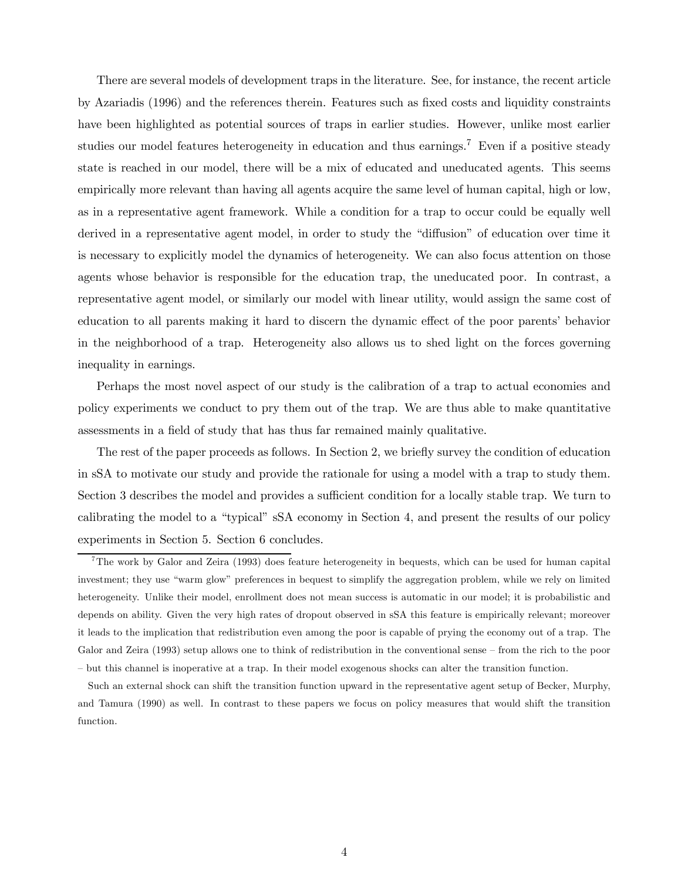There are several models of development traps in the literature. See, for instance, the recent article by Azariadis (1996) and the references therein. Features such as fixed costs and liquidity constraints have been highlighted as potential sources of traps in earlier studies. However, unlike most earlier studies our model features heterogeneity in education and thus earnings.[7] Even if a positive steady state is reached in our model, there will be a mix of educated and uneducated agents. This seems empirically more relevant than having all agents acquire the same level of human capital, high or low, as in a representative agent framework. While a condition for a trap to occur could be equally well derived in a representative agent model, in order to study the "diffusion" of education over time it is necessary to explicitly model the dynamics of heterogeneity. We can also focus attention on those agents whose behavior is responsible for the education trap, the uneducated poor. In contrast, a representative agent model, or similarly our model with linear utility, would assign the same cost of education to all parents making it hard to discern the dynamic effect of the poor parents' behavior in the neighborhood of a trap. Heterogeneity also allows us to shed light on the forces governing inequality in earnings.

Perhaps the most novel aspect of our study is the calibration of a trap to actual economies and policy experiments we conduct to pry them out of the trap. We are thus able to make quantitative assessments in a field of study that has thus far remained mainly qualitative.

The rest of the paper proceeds as follows. In Section 2, we briefly survey the condition of education in sSA to motivate our study and provide the rationale for using a model with a trap to study them. Section 3 describes the model and provides a sufficient condition for a locally stable trap. We turn to calibrating the model to a "typical" sSA economy in Section 4, and present the results of our policy experiments in Section 5. Section 6 concludes.

[7] The work by Galor and Zeira (1993) does feature heterogeneity in bequests, which can be used for human capital investment; they use "warm glow" preferences in bequest to simplify the aggregation problem, while we rely on limited heterogeneity. Unlike their model, enrollment does not mean success is automatic in our model; it is probabilistic and depends on ability. Given the very high rates of dropout observed in sSA this feature is empirically relevant; moreover it leads to the implication that redistribution even among the poor is capable of prying the economy out of a trap. The Galor and Zeira (1993) setup allows one to think of redistribution in the conventional sense – from the rich to the poor – but this channel is inoperative at a trap. In their model exogenous shocks can alter the transition function.

Such an external shock can shift the transition function upward in the representative agent setup of Becker, Murphy, and Tamura (1990) as well. In contrast to these papers we focus on policy measures that would shift the transition function.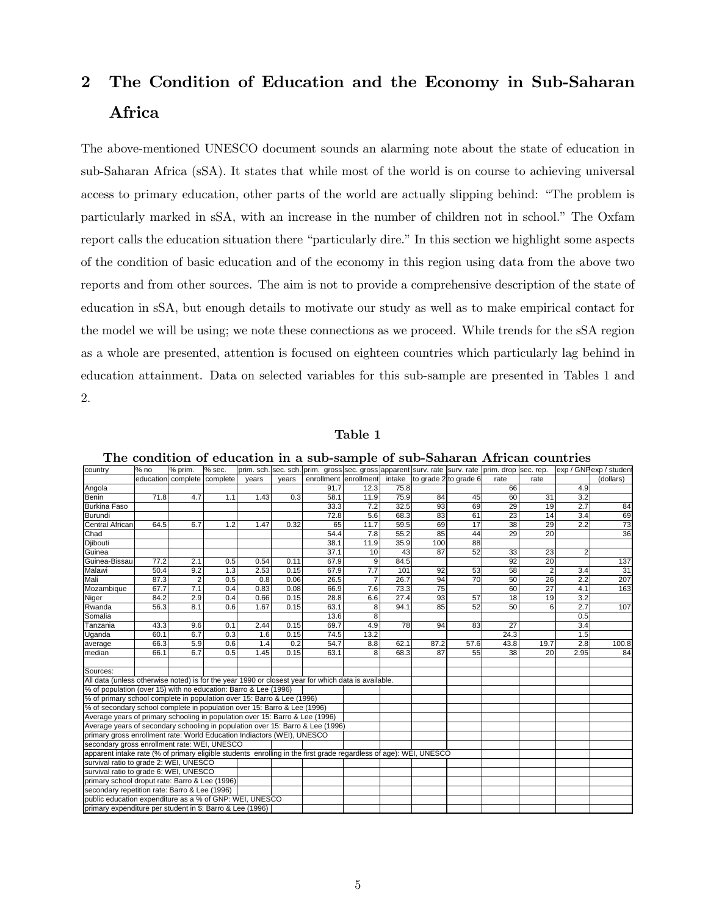## 2 The Condition of Education and the Economy in Sub-Saharan Africa

The above-mentioned UNESCO document sounds an alarming note about the state of education in sub-Saharan Africa (sSA). It states that while most of the world is on course to achieving universal access to primary education, other parts of the world are actually slipping behind: "The problem is particularly marked in sSA, with an increase in the number of children not in school." The Oxfam report calls the education situation there "particularly dire." In this section we highlight some aspects of the condition of basic education and of the economy in this region using data from the above two reports and from other sources. The aim is not to provide a comprehensive description of the state of education in sSA, but enough details to motivate our study as well as to make empirical contact for the model we will be using; we note these connections as we proceed. While trends for the sSA region as a whole are presented, attention is focused on eighteen countries which particularly lag behind in education attainment. Data on selected variables for this sub-sample are presented in Tables 1 and 2.

**Table 1**

**The condition of education in a sub-sample of sub-Saharan African countries**

| country | % no education | % prim. complete | % sec. complete | prim. sch. years | sec. sch. years | prim. gross enrollment | sec. gross enrollment | apparent intake | surv. rate to grade 2 | surv. rate to grade 6 | prim. drop rate | sec. rep. rate | exp / GNP | exp / student (dollars) |
|---|---|---|---|---|---|---|---|---|---|---|---|---|---|---|
| Angola | | | | | | 91.7 | 12.3 | 75.8 | | | 66 | | 4.9 | |
| Benin | 71.8 | 4.7 | 1.1 | 1.43 | 0.3 | 58.1 | 11.9 | 75.9 | 84 | 45 | 60 | 31 | 3.2 | |
| Burkina Faso | | | | | | 33.3 | 7.2 | 32.5 | 93 | 69 | 29 | 19 | 2.7 | 84 |
| Burundi | | | | | | 72.8 | 5.6 | 68.3 | 83 | 61 | 23 | 14 | 3.4 | 69 |
| Central African | 64.5 | 6.7 | 1.2 | 1.47 | 0.32 | 65 | 11.7 | 59.5 | 69 | 17 | 38 | 29 | 2.2 | 73 |
| Chad | | | | | | 54.4 | 7.8 | 55.2 | 85 | 44 | 29 | 20 | | 36 |
| Djibouti | | | | | | 38.1 | 11.9 | 35.9 | 100 | 88 | | | | |
| Guinea | | | | | | 37.1 | 10 | 43 | 87 | 52 | 33 | 23 | 2 | |
| Guinea-Bissau | 77.2 | 2.1 | 0.5 | 0.54 | 0.11 | 67.9 | 9 | 84.5 | | | 92 | 20 | | 137 |
| Malawi | 50.4 | 9.2 | 1.3 | 2.53 | 0.15 | 67.9 | 7.7 | 101 | 92 | 53 | 58 | 2 | 3.4 | 31 |
| Mali | 87.3 | 2 | 0.5 | 0.8 | 0.06 | 26.5 | 7 | 26.7 | 94 | 70 | 50 | 26 | 2.2 | 207 |
| Mozambique | 67.7 | 7.1 | 0.4 | 0.83 | 0.08 | 66.9 | 7.6 | 73.3 | 75 | | 60 | 27 | 4.1 | 163 |
| Niger | 84.2 | 2.9 | 0.4 | 0.66 | 0.15 | 28.8 | 6.6 | 27.4 | 93 | 57 | 18 | 19 | 3.2 | |
| Rwanda | 56.3 | 8.1 | 0.6 | 1.67 | 0.15 | 63.1 | 8 | 94.1 | 85 | 52 | 50 | 6 | 2.7 | 107 |
| Somalia | | | | | | 13.6 | 8 | | | | | | 0.5 | |
| Tanzania | 43.3 | 9.6 | 0.1 | 2.44 | 0.15 | 69.7 | 4.9 | 78 | 94 | 83 | 27 | | 3.4 | |
| Uganda | 60.1 | 6.7 | 0.3 | 1.6 | 0.15 | 74.5 | 13.2 | | | | 24.3 | | 1.5 | |
| average | 66.3 | 5.9 | 0.6 | 1.4 | 0.2 | 54.7 | 8.8 | 62.1 | 87.2 | 57.6 | 43.8 | 19.7 | 2.8 | 100.8 |
| median | 66.1 | 6.7 | 0.5 | 1.45 | 0.15 | 63.1 | 8 | 68.3 | 87 | 55 | 38 | 20 | 2.95 | 84 |

Sources:

All data (unless otherwise noted) is for the year 1990 or closest year for which data is available.

% of population (over 15) with no education: Barro & Lee (1996)

% of primary school complete in population over 15: Barro & Lee (1996)

% of secondary school complete in population over 15: Barro & Lee (1996)

Average years of primary schooling in population over 15: Barro & Lee (1996)

Average years of secondary schooling in population over 15: Barro & Lee (1996)

primary gross enrollment rate: World Education Indiactors (WEI), UNESCO

secondary gross enrollment rate: WEI, UNESCO

apparent intake rate (% of primary eligible students enrolling in the first grade regardless of age): WEI, UNESCO

survival ratio to grade 2: WEI, UNESCO

survival ratio to grade 6: WEI, UNESCO

primary school droput rate: Barro & Lee (1996)

secondary repetition rate: Barro & Lee (1996)

public education expenditure as a % of GNP: WEI, UNESCO

primary expenditure per student in $: Barro & Lee (1996)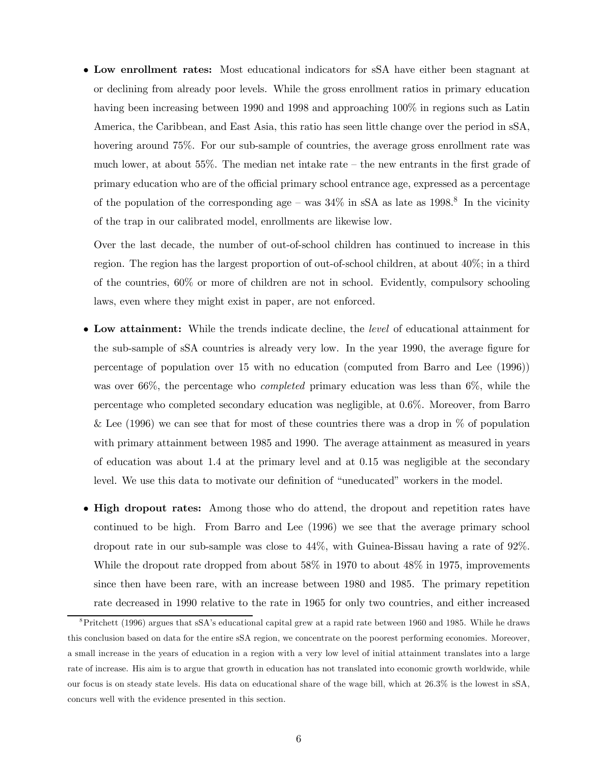- **Low enrollment rates:** Most educational indicators for sSA have either been stagnant at or declining from already poor levels. While the gross enrollment ratios in primary education having been increasing between 1990 and 1998 and approaching 100% in regions such as Latin America, the Caribbean, and East Asia, this ratio has seen little change over the period in sSA, hovering around 75%. For our sub-sample of countries, the average gross enrollment rate was much lower, at about 55%. The median net intake rate – the new entrants in the first grade of primary education who are of the official primary school entrance age, expressed as a percentage of the population of the corresponding age – was 34% in sSA as late as 1998.[8] In the vicinity of the trap in our calibrated model, enrollments are likewise low.

  Over the last decade, the number of out-of-school children has continued to increase in this region. The region has the largest proportion of out-of-school children, at about 40%; in a third of the countries, 60% or more of children are not in school. Evidently, compulsory schooling laws, even where they might exist in paper, are not enforced.

- **Low attainment:** While the trends indicate decline, the *level* of educational attainment for the sub-sample of sSA countries is already very low. In the year 1990, the average figure for percentage of population over 15 with no education (computed from Barro and Lee (1996)) was over 66%, the percentage who *completed* primary education was less than 6%, while the percentage who completed secondary education was negligible, at 0.6%. Moreover, from Barro & Lee (1996) we can see that for most of these countries there was a drop in % of population with primary attainment between 1985 and 1990. The average attainment as measured in years of education was about 1.4 at the primary level and at 0.15 was negligible at the secondary level. We use this data to motivate our definition of "uneducated" workers in the model.

- **High dropout rates:** Among those who do attend, the dropout and repetition rates have continued to be high. From Barro and Lee (1996) we see that the average primary school dropout rate in our sub-sample was close to 44%, with Guinea-Bissau having a rate of 92%. While the dropout rate dropped from about 58% in 1970 to about 48% in 1975, improvements since then have been rare, with an increase between 1980 and 1985. The primary repetition rate decreased in 1990 relative to the rate in 1965 for only two countries, and either increased

[8] Pritchett (1996) argues that sSA's educational capital grew at a rapid rate between 1960 and 1985. While he draws this conclusion based on data for the entire sSA region, we concentrate on the poorest performing economies. Moreover, a small increase in the years of education in a region with a very low level of initial attainment translates into a large rate of increase. His aim is to argue that growth in education has not translated into economic growth worldwide, while our focus is on steady state levels. His data on educational share of the wage bill, which at 26.3% is the lowest in sSA, concurs well with the evidence presented in this section.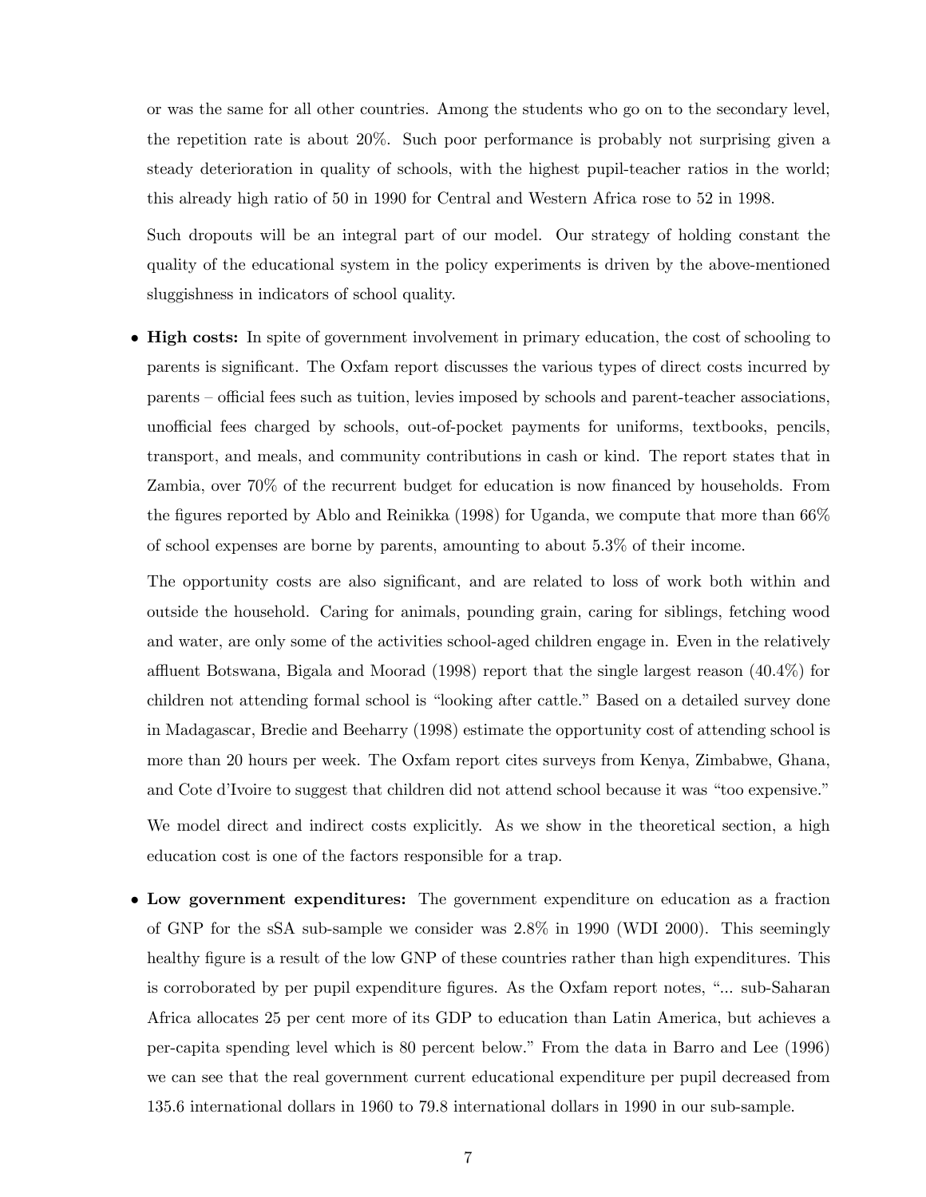or was the same for all other countries. Among the students who go on to the secondary level, the repetition rate is about 20%. Such poor performance is probably not surprising given a steady deterioration in quality of schools, with the highest pupil-teacher ratios in the world; this already high ratio of 50 in 1990 for Central and Western Africa rose to 52 in 1998.

Such dropouts will be an integral part of our model. Our strategy of holding constant the quality of the educational system in the policy experiments is driven by the above-mentioned sluggishness in indicators of school quality.

- **High costs:** In spite of government involvement in primary education, the cost of schooling to parents is significant. The Oxfam report discusses the various types of direct costs incurred by parents – official fees such as tuition, levies imposed by schools and parent-teacher associations, unofficial fees charged by schools, out-of-pocket payments for uniforms, textbooks, pencils, transport, and meals, and community contributions in cash or kind. The report states that in Zambia, over 70% of the recurrent budget for education is now financed by households. From the figures reported by Ablo and Reinikka (1998) for Uganda, we compute that more than 66% of school expenses are borne by parents, amounting to about 5.3% of their income.

  The opportunity costs are also significant, and are related to loss of work both within and outside the household. Caring for animals, pounding grain, caring for siblings, fetching wood and water, are only some of the activities school-aged children engage in. Even in the relatively affluent Botswana, Bigala and Moorad (1998) report that the single largest reason (40.4%) for children not attending formal school is "looking after cattle." Based on a detailed survey done in Madagascar, Bredie and Beeharry (1998) estimate the opportunity cost of attending school is more than 20 hours per week. The Oxfam report cites surveys from Kenya, Zimbabwe, Ghana, and Cote d'Ivoire to suggest that children did not attend school because it was "too expensive."

  We model direct and indirect costs explicitly. As we show in the theoretical section, a high education cost is one of the factors responsible for a trap.

- **Low government expenditures:** The government expenditure on education as a fraction of GNP for the sSA sub-sample we consider was 2.8% in 1990 (WDI 2000). This seemingly healthy figure is a result of the low GNP of these countries rather than high expenditures. This is corroborated by per pupil expenditure figures. As the Oxfam report notes, "... sub-Saharan Africa allocates 25 per cent more of its GDP to education than Latin America, but achieves a per-capita spending level which is 80 percent below." From the data in Barro and Lee (1996) we can see that the real government current educational expenditure per pupil decreased from 135.6 international dollars in 1960 to 79.8 international dollars in 1990 in our sub-sample.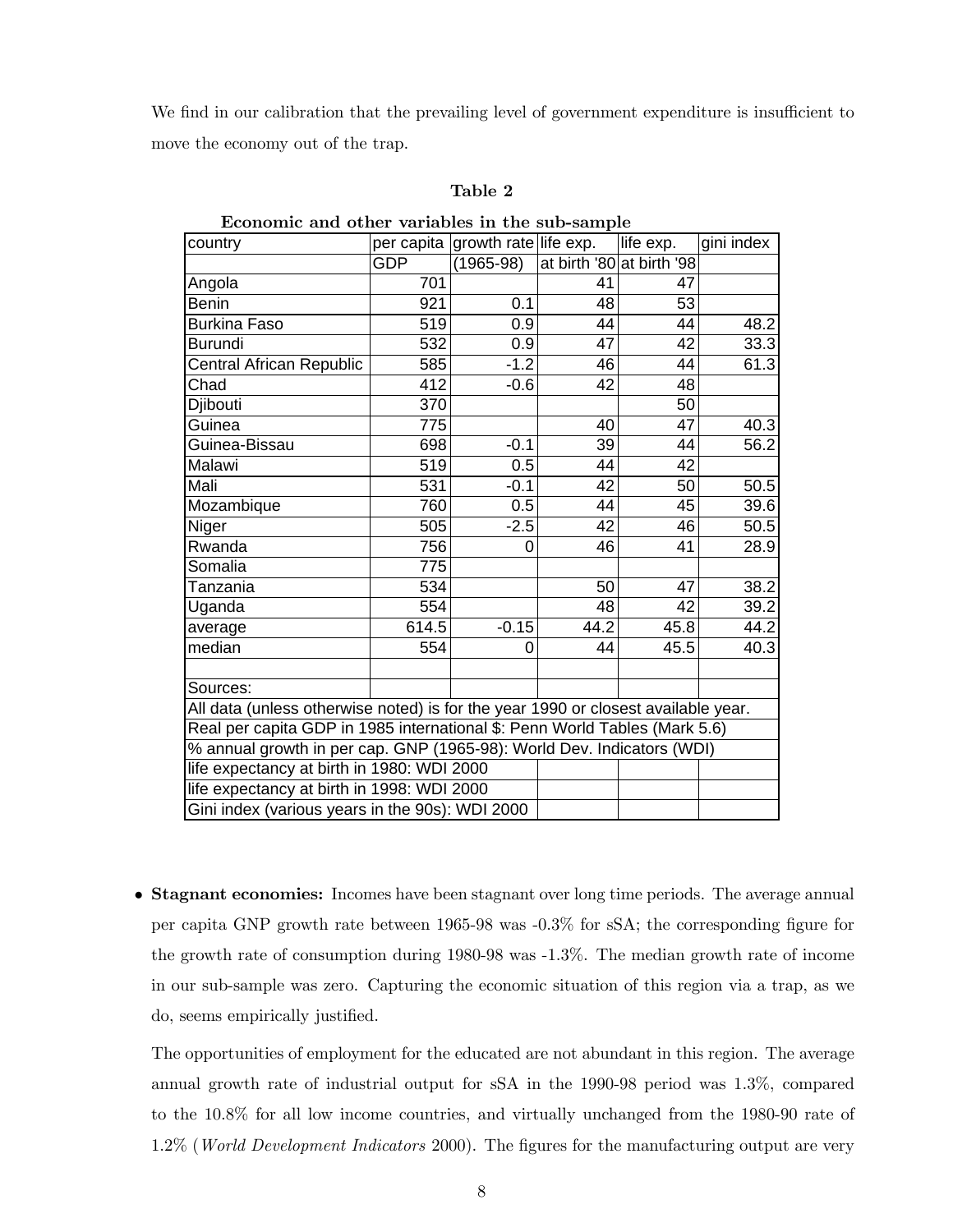We find in our calibration that the prevailing level of government expenditure is insufficient to move the economy out of the trap.

**Table 2**

**Economic and other variables in the sub-sample**

| country | per capita GDP | growth rate (1965-98) | life exp. at birth '80 | life exp. at birth '98 | gini index |
|---|---|---|---|---|---|
| Angola | 701 | | 41 | 47 | |
| Benin | 921 | 0.1 | 48 | 53 | |
| Burkina Faso | 519 | 0.9 | 44 | 44 | 48.2 |
| Burundi | 532 | 0.9 | 47 | 42 | 33.3 |
| Central African Republic | 585 | -1.2 | 46 | 44 | 61.3 |
| Chad | 412 | -0.6 | 42 | 48 | |
| Djibouti | 370 | | | 50 | |
| Guinea | 775 | | 40 | 47 | 40.3 |
| Guinea-Bissau | 698 | -0.1 | 39 | 44 | 56.2 |
| Malawi | 519 | 0.5 | 44 | 42 | |
| Mali | 531 | -0.1 | 42 | 50 | 50.5 |
| Mozambique | 760 | 0.5 | 44 | 45 | 39.6 |
| Niger | 505 | -2.5 | 42 | 46 | 50.5 |
| Rwanda | 756 | 0 | 46 | 41 | 28.9 |
| Somalia | 775 | | | | |
| Tanzania | 534 | | 50 | 47 | 38.2 |
| Uganda | 554 | | 48 | 42 | 39.2 |
| average | 614.5 | -0.15 | 44.2 | 45.8 | 44.2 |
| median | 554 | 0 | 44 | 45.5 | 40.3 |

Sources:
All data (unless otherwise noted) is for the year 1990 or closest available year.
Real per capita GDP in 1985 international $: Penn World Tables (Mark 5.6)
% annual growth in per cap. GNP (1965-98): World Dev. Indicators (WDI)
life expectancy at birth in 1980: WDI 2000
life expectancy at birth in 1998: WDI 2000
Gini index (various years in the 90s): WDI 2000

- **Stagnant economies:** Incomes have been stagnant over long time periods. The average annual per capita GNP growth rate between 1965-98 was -0.3% for sSA; the corresponding figure for the growth rate of consumption during 1980-98 was -1.3%. The median growth rate of income in our sub-sample was zero. Capturing the economic situation of this region via a trap, as we do, seems empirically justified.

  The opportunities of employment for the educated are not abundant in this region. The average annual growth rate of industrial output for sSA in the 1990-98 period was 1.3%, compared to the 10.8% for all low income countries, and virtually unchanged from the 1980-90 rate of 1.2% (*World Development Indicators* 2000). The figures for the manufacturing output are very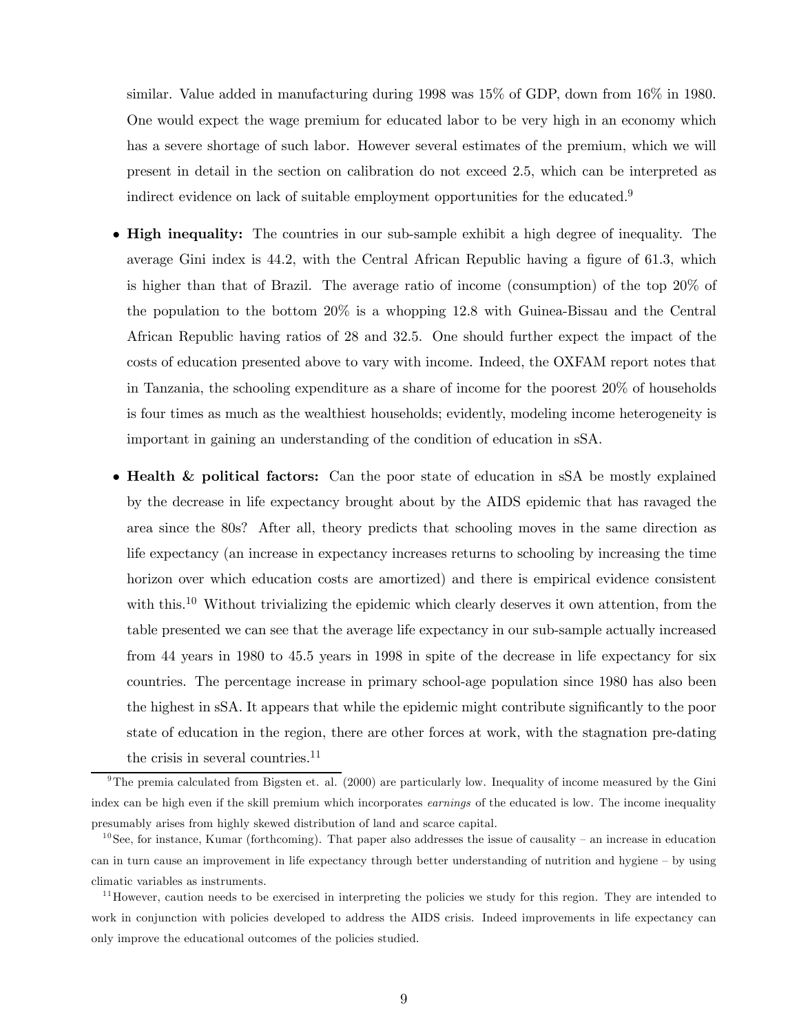similar. Value added in manufacturing during 1998 was 15% of GDP, down from 16% in 1980. One would expect the wage premium for educated labor to be very high in an economy which has a severe shortage of such labor. However several estimates of the premium, which we will present in detail in the section on calibration do not exceed 2.5, which can be interpreted as indirect evidence on lack of suitable employment opportunities for the educated.[9]

- **High inequality:** The countries in our sub-sample exhibit a high degree of inequality. The average Gini index is 44.2, with the Central African Republic having a figure of 61.3, which is higher than that of Brazil. The average ratio of income (consumption) of the top 20% of the population to the bottom 20% is a whopping 12.8 with Guinea-Bissau and the Central African Republic having ratios of 28 and 32.5. One should further expect the impact of the costs of education presented above to vary with income. Indeed, the OXFAM report notes that in Tanzania, the schooling expenditure as a share of income for the poorest 20% of households is four times as much as the wealthiest households; evidently, modeling income heterogeneity is important in gaining an understanding of the condition of education in sSA.

- **Health & political factors:** Can the poor state of education in sSA be mostly explained by the decrease in life expectancy brought about by the AIDS epidemic that has ravaged the area since the 80s? After all, theory predicts that schooling moves in the same direction as life expectancy (an increase in expectancy increases returns to schooling by increasing the time horizon over which education costs are amortized) and there is empirical evidence consistent with this.[10] Without trivializing the epidemic which clearly deserves it own attention, from the table presented we can see that the average life expectancy in our sub-sample actually increased from 44 years in 1980 to 45.5 years in 1998 in spite of the decrease in life expectancy for six countries. The percentage increase in primary school-age population since 1980 has also been the highest in sSA. It appears that while the epidemic might contribute significantly to the poor state of education in the region, there are other forces at work, with the stagnation pre-dating the crisis in several countries.[11]

---

[9] The premia calculated from Bigsten et. al. (2000) are particularly low. Inequality of income measured by the Gini index can be high even if the skill premium which incorporates *earnings* of the educated is low. The income inequality presumably arises from highly skewed distribution of land and scarce capital.

[10] See, for instance, Kumar (forthcoming). That paper also addresses the issue of causality – an increase in education can in turn cause an improvement in life expectancy through better understanding of nutrition and hygiene – by using climatic variables as instruments.

[11] However, caution needs to be exercised in interpreting the policies we study for this region. They are intended to work in conjunction with policies developed to address the AIDS crisis. Indeed improvements in life expectancy can only improve the educational outcomes of the policies studied.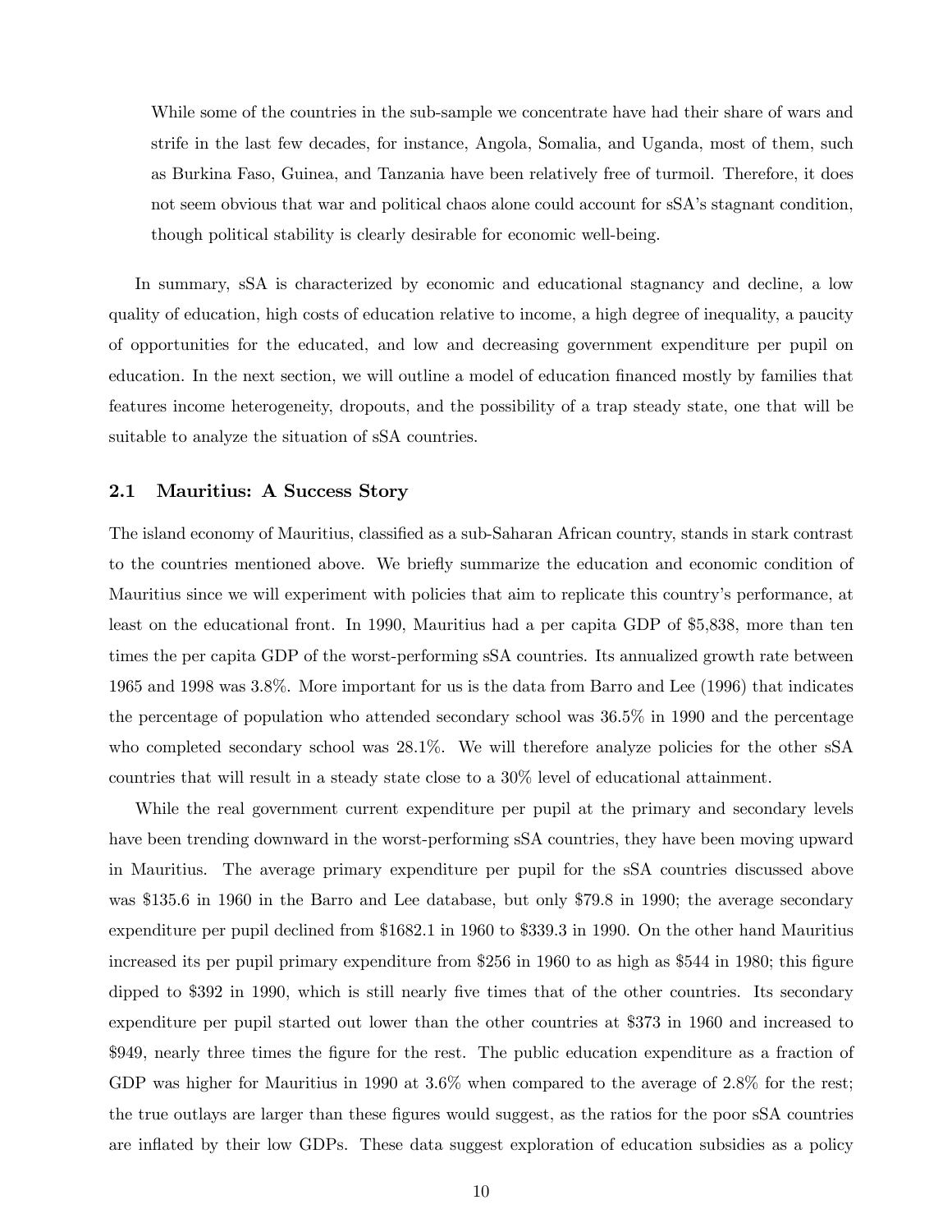While some of the countries in the sub-sample we concentrate have had their share of wars and strife in the last few decades, for instance, Angola, Somalia, and Uganda, most of them, such as Burkina Faso, Guinea, and Tanzania have been relatively free of turmoil. Therefore, it does not seem obvious that war and political chaos alone could account for sSA's stagnant condition, though political stability is clearly desirable for economic well-being.

In summary, sSA is characterized by economic and educational stagnancy and decline, a low quality of education, high costs of education relative to income, a high degree of inequality, a paucity of opportunities for the educated, and low and decreasing government expenditure per pupil on education. In the next section, we will outline a model of education financed mostly by families that features income heterogeneity, dropouts, and the possibility of a trap steady state, one that will be suitable to analyze the situation of sSA countries.

### 2.1 Mauritius: A Success Story

The island economy of Mauritius, classified as a sub-Saharan African country, stands in stark contrast to the countries mentioned above. We briefly summarize the education and economic condition of Mauritius since we will experiment with policies that aim to replicate this country's performance, at least on the educational front. In 1990, Mauritius had a per capita GDP of \$5,838, more than ten times the per capita GDP of the worst-performing sSA countries. Its annualized growth rate between 1965 and 1998 was 3.8%. More important for us is the data from Barro and Lee (1996) that indicates the percentage of population who attended secondary school was 36.5% in 1990 and the percentage who completed secondary school was 28.1%. We will therefore analyze policies for the other sSA countries that will result in a steady state close to a 30% level of educational attainment.

While the real government current expenditure per pupil at the primary and secondary levels have been trending downward in the worst-performing sSA countries, they have been moving upward in Mauritius. The average primary expenditure per pupil for the sSA countries discussed above was \$135.6 in 1960 in the Barro and Lee database, but only \$79.8 in 1990; the average secondary expenditure per pupil declined from \$1682.1 in 1960 to \$339.3 in 1990. On the other hand Mauritius increased its per pupil primary expenditure from \$256 in 1960 to as high as \$544 in 1980; this figure dipped to \$392 in 1990, which is still nearly five times that of the other countries. Its secondary expenditure per pupil started out lower than the other countries at \$373 in 1960 and increased to \$949, nearly three times the figure for the rest. The public education expenditure as a fraction of GDP was higher for Mauritius in 1990 at 3.6% when compared to the average of 2.8% for the rest; the true outlays are larger than these figures would suggest, as the ratios for the poor sSA countries are inflated by their low GDPs. These data suggest exploration of education subsidies as a policy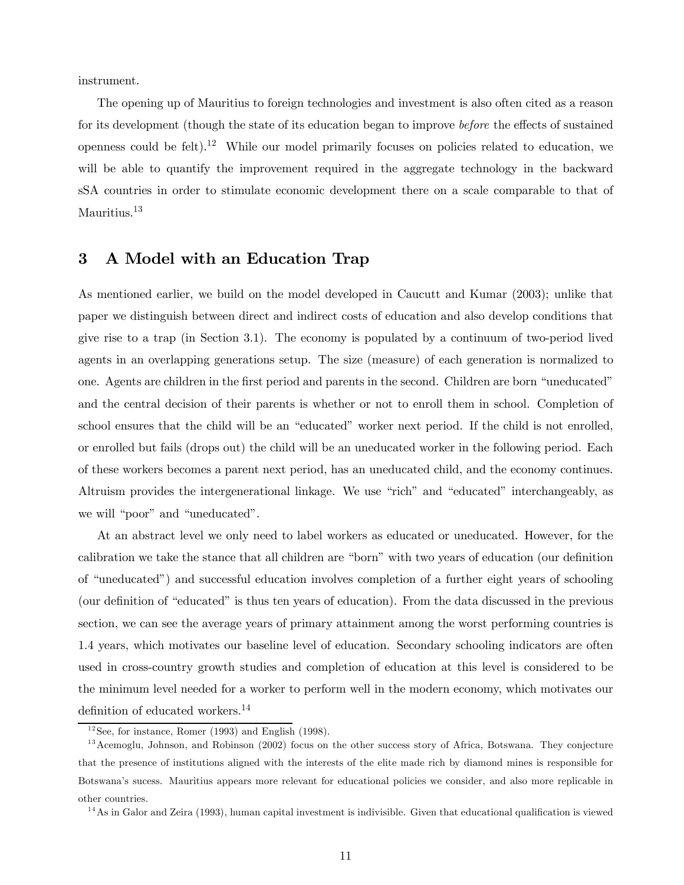instrument.

The opening up of Mauritius to foreign technologies and investment is also often cited as a reason for its development (though the state of its education began to improve *before* the effects of sustained openness could be felt).[12] While our model primarily focuses on policies related to education, we will be able to quantify the improvement required in the aggregate technology in the backward sSA countries in order to stimulate economic development there on a scale comparable to that of Mauritius.[13]

## 3 A Model with an Education Trap

As mentioned earlier, we build on the model developed in Caucutt and Kumar (2003); unlike that paper we distinguish between direct and indirect costs of education and also develop conditions that give rise to a trap (in Section 3.1). The economy is populated by a continuum of two-period lived agents in an overlapping generations setup. The size (measure) of each generation is normalized to one. Agents are children in the first period and parents in the second. Children are born "uneducated" and the central decision of their parents is whether or not to enroll them in school. Completion of school ensures that the child will be an "educated" worker next period. If the child is not enrolled, or enrolled but fails (drops out) the child will be an uneducated worker in the following period. Each of these workers becomes a parent next period, has an uneducated child, and the economy continues. Altruism provides the intergenerational linkage. We use "rich" and "educated" interchangeably, as we will "poor" and "uneducated".

At an abstract level we only need to label workers as educated or uneducated. However, for the calibration we take the stance that all children are "born" with two years of education (our definition of "uneducated") and successful education involves completion of a further eight years of schooling (our definition of "educated" is thus ten years of education). From the data discussed in the previous section, we can see the average years of primary attainment among the worst performing countries is 1.4 years, which motivates our baseline level of education. Secondary schooling indicators are often used in cross-country growth studies and completion of education at this level is considered to be the minimum level needed for a worker to perform well in the modern economy, which motivates our definition of educated workers.[14]

---

[12] See, for instance, Romer (1993) and English (1998).

[13] Acemoglu, Johnson, and Robinson (2002) focus on the other success story of Africa, Botswana. They conjecture that the presence of institutions aligned with the interests of the elite made rich by diamond mines is responsible for Botswana's sucess. Mauritius appears more relevant for educational policies we consider, and also more replicable in other countries.

[14] As in Galor and Zeira (1993), human capital investment is indivisible. Given that educational qualification is viewed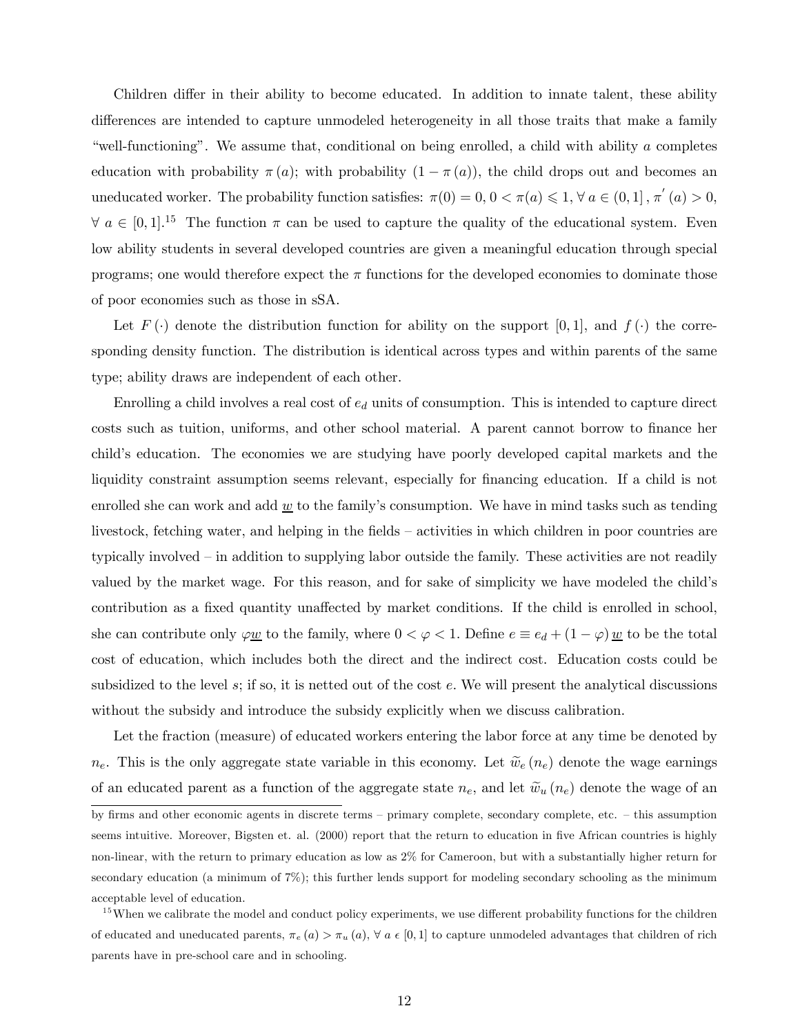Children differ in their ability to become educated. In addition to innate talent, these ability differences are intended to capture unmodeled heterogeneity in all those traits that make a family "well-functioning". We assume that, conditional on being enrolled, a child with ability $a$ completes education with probability $\pi(a)$; with probability $(1 - \pi(a))$, the child drops out and becomes an uneducated worker. The probability function satisfies: $\pi(0) = 0$, $0 < \pi(a) \leqslant 1$, $\forall\, a \in (0, 1]$, $\pi'(a) > 0$, $\forall\, a \in [0, 1]$.[15] The function $\pi$ can be used to capture the quality of the educational system. Even low ability students in several developed countries are given a meaningful education through special programs; one would therefore expect the $\pi$ functions for the developed economies to dominate those of poor economies such as those in sSA.

Let $F(\cdot)$ denote the distribution function for ability on the support $[0, 1]$, and $f(\cdot)$ the corresponding density function. The distribution is identical across types and within parents of the same type; ability draws are independent of each other.

Enrolling a child involves a real cost of $e_d$ units of consumption. This is intended to capture direct costs such as tuition, uniforms, and other school material. A parent cannot borrow to finance her child's education. The economies we are studying have poorly developed capital markets and the liquidity constraint assumption seems relevant, especially for financing education. If a child is not enrolled she can work and add $\underline{w}$ to the family's consumption. We have in mind tasks such as tending livestock, fetching water, and helping in the fields – activities in which children in poor countries are typically involved – in addition to supplying labor outside the family. These activities are not readily valued by the market wage. For this reason, and for sake of simplicity we have modeled the child's contribution as a fixed quantity unaffected by market conditions. If the child is enrolled in school, she can contribute only $\varphi\underline{w}$ to the family, where $0 < \varphi < 1$. Define $e \equiv e_d + (1 - \varphi)\underline{w}$ to be the total cost of education, which includes both the direct and the indirect cost. Education costs could be subsidized to the level $s$; if so, it is netted out of the cost $e$. We will present the analytical discussions without the subsidy and introduce the subsidy explicitly when we discuss calibration.

Let the fraction (measure) of educated workers entering the labor force at any time be denoted by $n_e$. This is the only aggregate state variable in this economy. Let $\widetilde{w}_e(n_e)$ denote the wage earnings of an educated parent as a function of the aggregate state $n_e$, and let $\widetilde{w}_u(n_e)$ denote the wage of an

by firms and other economic agents in discrete terms – primary complete, secondary complete, etc. – this assumption seems intuitive. Moreover, Bigsten et. al. (2000) report that the return to education in five African countries is highly non-linear, with the return to primary education as low as 2% for Cameroon, but with a substantially higher return for secondary education (a minimum of 7%); this further lends support for modeling secondary schooling as the minimum acceptable level of education.

[15] When we calibrate the model and conduct policy experiments, we use different probability functions for the children of educated and uneducated parents, $\pi_e(a) > \pi_u(a)$, $\forall\, a \in [0, 1]$ to capture unmodeled advantages that children of rich parents have in pre-school care and in schooling.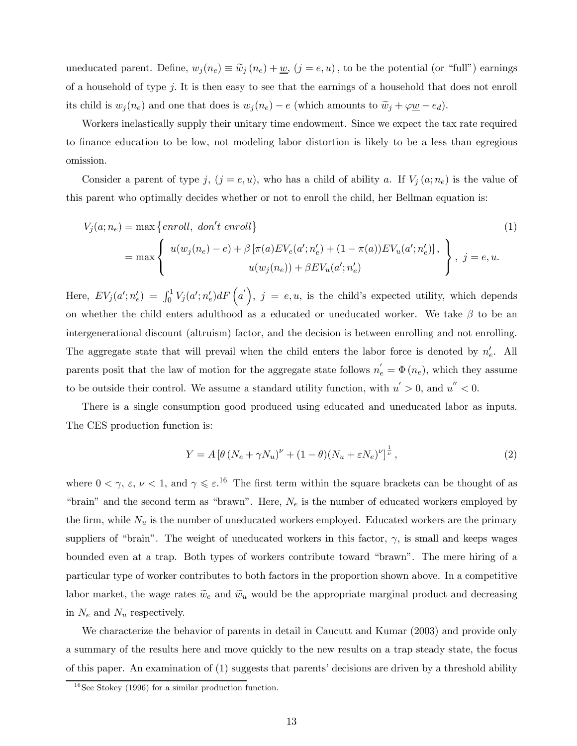uneducated parent. Define, $w_j(n_e) \equiv \widetilde{w}_j(n_e) + \underline{w}$, $(j = e, u)$, to be the potential (or "full") earnings of a household of type $j$. It is then easy to see that the earnings of a household that does not enroll its child is $w_j(n_e)$ and one that does is $w_j(n_e) - e$ (which amounts to $\widetilde{w}_j + \varphi \underline{w} - e_d$).

Workers inelastically supply their unitary time endowment. Since we expect the tax rate required to finance education to be low, not modeling labor distortion is likely to be a less than egregious omission.

Consider a parent of type $j$, $(j = e, u)$, who has a child of ability $a$. If $V_j(a; n_e)$ is the value of this parent who optimally decides whether or not to enroll the child, her Bellman equation is:

$$
\begin{aligned}
V_j(a; n_e) &= \max\{enroll,\ don't\ enroll\} \\
&= \max \left\{ \begin{array}{c} u(w_j(n_e) - e) + \beta\left[\pi(a) EV_e(a'; n_e') + (1 - \pi(a)) EV_u(a'; n_e')\right], \\ u(w_j(n_e)) + \beta EV_u(a'; n_e') \end{array} \right\},\ j = e, u.
\end{aligned}
\tag{1}
$$

Here, $EV_j(a'; n_e') = \int_0^1 V_j(a'; n_e') dF\left(a'\right)$, $j = e, u$, is the child's expected utility, which depends on whether the child enters adulthood as a educated or uneducated worker. We take $\beta$ to be an intergenerational discount (altruism) factor, and the decision is between enrolling and not enrolling. The aggregate state that will prevail when the child enters the labor force is denoted by $n_e'$. All parents posit that the law of motion for the aggregate state follows $n_e' = \Phi(n_e)$, which they assume to be outside their control. We assume a standard utility function, with $u' > 0$, and $u'' < 0$.

There is a single consumption good produced using educated and uneducated labor as inputs. The CES production function is:

$$
Y = A\left[\theta\left(N_e + \gamma N_u\right)^{\nu} + (1 - \theta)(N_u + \varepsilon N_e)^{\nu}\right]^{\frac{1}{\nu}},
\tag{2}
$$

where $0 < \gamma,\ \varepsilon,\ \nu < 1$, and $\gamma \leqslant \varepsilon$.[16] The first term within the square brackets can be thought of as "brain" and the second term as "brawn". Here, $N_e$ is the number of educated workers employed by the firm, while $N_u$ is the number of uneducated workers employed. Educated workers are the primary suppliers of "brain". The weight of uneducated workers in this factor, $\gamma$, is small and keeps wages bounded even at a trap. Both types of workers contribute toward "brawn". The mere hiring of a particular type of worker contributes to both factors in the proportion shown above. In a competitive labor market, the wage rates $\widetilde{w}_e$ and $\widetilde{w}_u$ would be the appropriate marginal product and decreasing in $N_e$ and $N_u$ respectively.

We characterize the behavior of parents in detail in Caucutt and Kumar (2003) and provide only a summary of the results here and move quickly to the new results on a trap steady state, the focus of this paper. An examination of (1) suggests that parents' decisions are driven by a threshold ability

[16] See Stokey (1996) for a similar production function.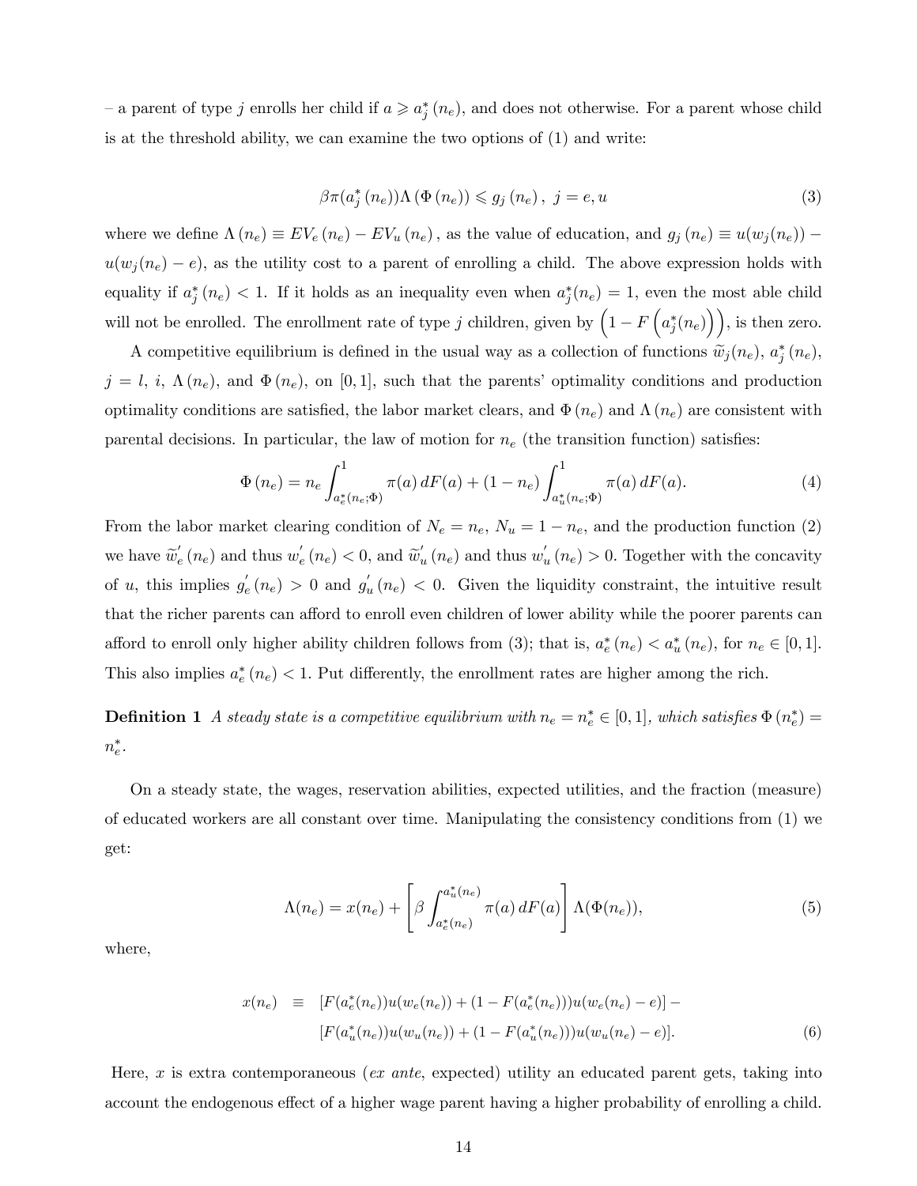– a parent of type $j$ enrolls her child if $a \geqslant a_j^*(n_e)$, and does not otherwise. For a parent whose child is at the threshold ability, we can examine the two options of (1) and write:

$$\beta\pi(a_j^*(n_e))\Lambda(\Phi(n_e)) \leqslant g_j(n_e), \ j = e, u \tag{3}$$

where we define $\Lambda(n_e) \equiv EV_e(n_e) - EV_u(n_e)$, as the value of education, and $g_j(n_e) \equiv u(w_j(n_e)) - u(w_j(n_e) - e)$, as the utility cost to a parent of enrolling a child. The above expression holds with equality if $a_j^*(n_e) < 1$. If it holds as an inequality even when $a_j^*(n_e) = 1$, even the most able child will not be enrolled. The enrollment rate of type $j$ children, given by $\left(1 - F\left(a_j^*(n_e)\right)\right)$, is then zero.

A competitive equilibrium is defined in the usual way as a collection of functions $\widetilde{w}_j(n_e)$, $a_j^*(n_e)$, $j = l, i$, $\Lambda(n_e)$, and $\Phi(n_e)$, on $[0, 1]$, such that the parents' optimality conditions and production optimality conditions are satisfied, the labor market clears, and $\Phi(n_e)$ and $\Lambda(n_e)$ are consistent with parental decisions. In particular, the law of motion for $n_e$ (the transition function) satisfies:

$$\Phi(n_e) = n_e \int_{a_e^*(n_e;\Phi)}^{1} \pi(a)\, dF(a) + (1 - n_e) \int_{a_u^*(n_e;\Phi)}^{1} \pi(a)\, dF(a). \tag{4}$$

From the labor market clearing condition of $N_e = n_e$, $N_u = 1 - n_e$, and the production function (2) we have $\widetilde{w}_e'(n_e)$ and thus $w_e'(n_e) < 0$, and $\widetilde{w}_u'(n_e)$ and thus $w_u'(n_e) > 0$. Together with the concavity of $u$, this implies $g_e'(n_e) > 0$ and $g_u'(n_e) < 0$. Given the liquidity constraint, the intuitive result that the richer parents can afford to enroll even children of lower ability while the poorer parents can afford to enroll only higher ability children follows from (3); that is, $a_e^*(n_e) < a_u^*(n_e)$, for $n_e \in [0, 1]$. This also implies $a_e^*(n_e) < 1$. Put differently, the enrollment rates are higher among the rich.

**Definition 1** *A steady state is a competitive equilibrium with $n_e = n_e^* \in [0, 1]$, which satisfies $\Phi(n_e^*) = n_e^*$.*

On a steady state, the wages, reservation abilities, expected utilities, and the fraction (measure) of educated workers are all constant over time. Manipulating the consistency conditions from (1) we get:

$$\Lambda(n_e) = x(n_e) + \left[\beta \int_{a_e^*(n_e)}^{a_u^*(n_e)} \pi(a)\, dF(a)\right] \Lambda(\Phi(n_e)), \tag{5}$$

where,

$$\begin{aligned} x(n_e) \equiv\ & [F(a_e^*(n_e))u(w_e(n_e)) + (1 - F(a_e^*(n_e)))u(w_e(n_e) - e)] - \\ & [F(a_u^*(n_e))u(w_u(n_e)) + (1 - F(a_u^*(n_e)))u(w_u(n_e) - e)]. \end{aligned} \tag{6}$$

Here, $x$ is extra contemporaneous (*ex ante*, expected) utility an educated parent gets, taking into account the endogenous effect of a higher wage parent having a higher probability of enrolling a child.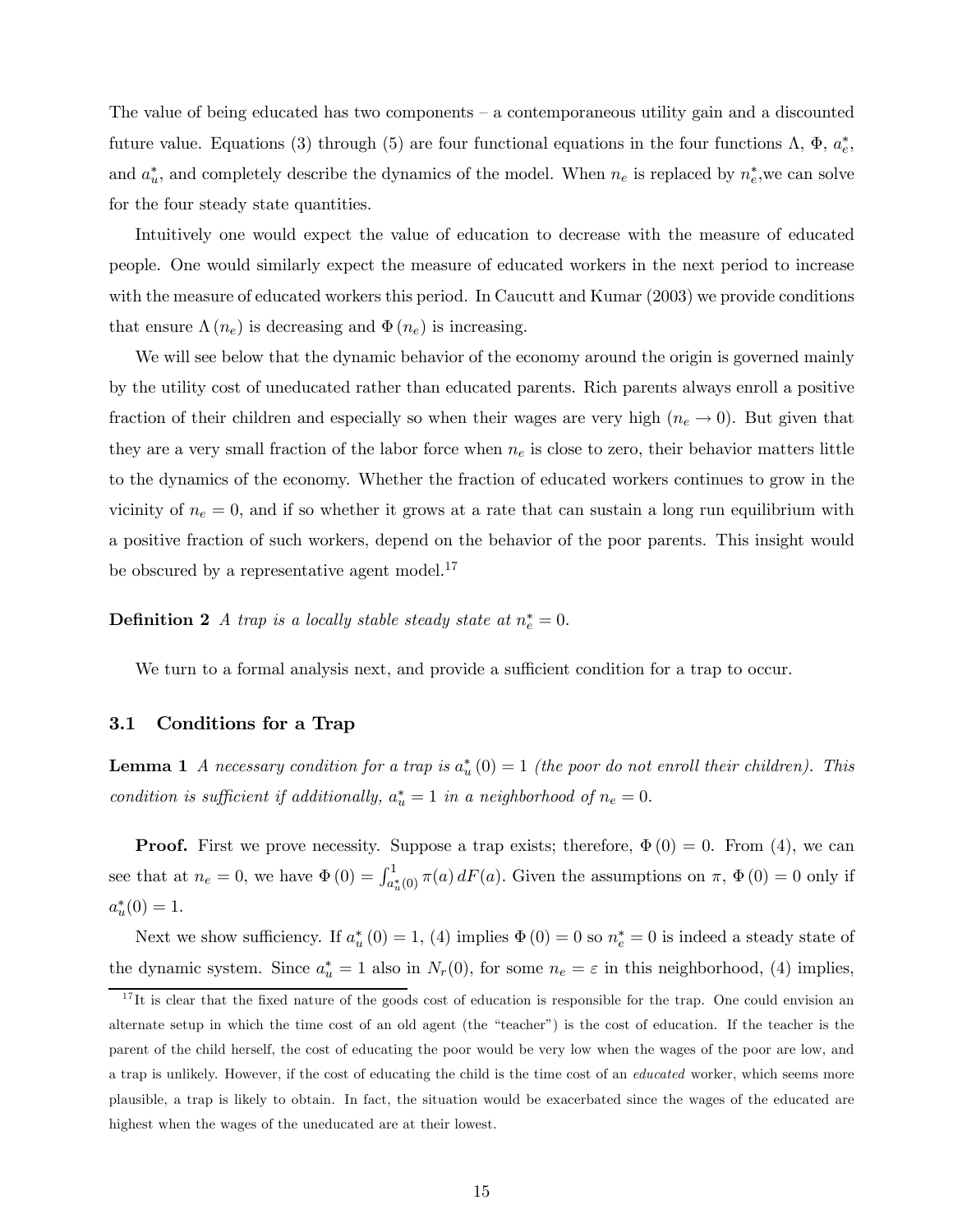The value of being educated has two components – a contemporaneous utility gain and a discounted future value. Equations (3) through (5) are four functional equations in the four functions $\Lambda$, $\Phi$, $a_e^*$, and $a_u^*$, and completely describe the dynamics of the model. When $n_e$ is replaced by $n_e^*$,we can solve for the four steady state quantities.

Intuitively one would expect the value of education to decrease with the measure of educated people. One would similarly expect the measure of educated workers in the next period to increase with the measure of educated workers this period. In Caucutt and Kumar (2003) we provide conditions that ensure $\Lambda(n_e)$ is decreasing and $\Phi(n_e)$ is increasing.

We will see below that the dynamic behavior of the economy around the origin is governed mainly by the utility cost of uneducated rather than educated parents. Rich parents always enroll a positive fraction of their children and especially so when their wages are very high ($n_e \to 0$). But given that they are a very small fraction of the labor force when $n_e$ is close to zero, their behavior matters little to the dynamics of the economy. Whether the fraction of educated workers continues to grow in the vicinity of $n_e = 0$, and if so whether it grows at a rate that can sustain a long run equilibrium with a positive fraction of such workers, depend on the behavior of the poor parents. This insight would be obscured by a representative agent model.[17]

**Definition 2** *A trap is a locally stable steady state at* $n_e^* = 0$.

We turn to a formal analysis next, and provide a sufficient condition for a trap to occur.

### 3.1 Conditions for a Trap

**Lemma 1** *A necessary condition for a trap is* $a_u^*(0) = 1$ *(the poor do not enroll their children). This condition is sufficient if additionally,* $a_u^* = 1$ *in a neighborhood of* $n_e = 0$.

**Proof.** First we prove necessity. Suppose a trap exists; therefore, $\Phi(0) = 0$. From (4), we can see that at $n_e = 0$, we have $\Phi(0) = \int_{a_u^*(0)}^{1} \pi(a)\, dF(a)$. Given the assumptions on $\pi$, $\Phi(0) = 0$ only if $a_u^*(0) = 1$.

Next we show sufficiency. If $a_u^*(0) = 1$, (4) implies $\Phi(0) = 0$ so $n_e^* = 0$ is indeed a steady state of the dynamic system. Since $a_u^* = 1$ also in $N_r(0)$, for some $n_e = \varepsilon$ in this neighborhood, (4) implies,

[17] It is clear that the fixed nature of the goods cost of education is responsible for the trap. One could envision an alternate setup in which the time cost of an old agent (the "teacher") is the cost of education. If the teacher is the parent of the child herself, the cost of educating the poor would be very low when the wages of the poor are low, and a trap is unlikely. However, if the cost of educating the child is the time cost of an *educated* worker, which seems more plausible, a trap is likely to obtain. In fact, the situation would be exacerbated since the wages of the educated are highest when the wages of the uneducated are at their lowest.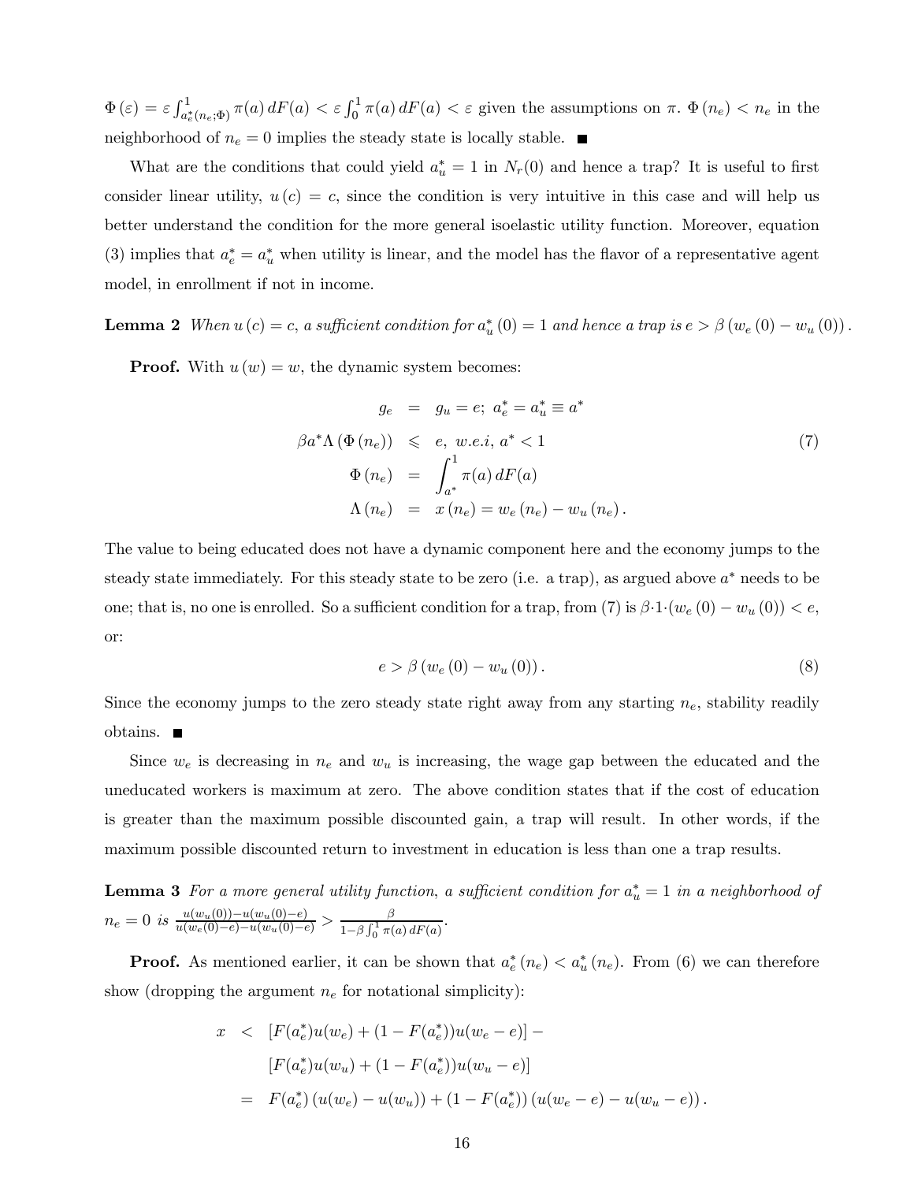$\Phi(\varepsilon) = \varepsilon \int_{a_e^*(n_e;\Phi)}^1 \pi(a)\, dF(a) < \varepsilon \int_0^1 \pi(a)\, dF(a) < \varepsilon$ given the assumptions on $\pi$. $\Phi(n_e) < n_e$ in the neighborhood of $n_e = 0$ implies the steady state is locally stable. ■

What are the conditions that could yield $a_u^* = 1$ in $N_r(0)$ and hence a trap? It is useful to first consider linear utility, $u(c) = c$, since the condition is very intuitive in this case and will help us better understand the condition for the more general isoelastic utility function. Moreover, equation (3) implies that $a_e^* = a_u^*$ when utility is linear, and the model has the flavor of a representative agent model, in enrollment if not in income.

**Lemma 2** *When $u(c) = c$, a sufficient condition for $a_u^*(0) = 1$ and hence a trap is $e > \beta(w_e(0) - w_u(0))$.*

**Proof.** With $u(w) = w$, the dynamic system becomes:

$$
\begin{aligned}
g_e &= g_u = e;\ a_e^* = a_u^* \equiv a^* \\
\beta a^* \Lambda(\Phi(n_e)) &\leqslant e,\ w.e.i,\ a^* < 1 \\
\Phi(n_e) &= \int_{a^*}^1 \pi(a)\, dF(a) \\
\Lambda(n_e) &= x(n_e) = w_e(n_e) - w_u(n_e).
\end{aligned}
\tag{7}
$$

The value to being educated does not have a dynamic component here and the economy jumps to the steady state immediately. For this steady state to be zero (i.e. a trap), as argued above $a^*$ needs to be one; that is, no one is enrolled. So a sufficient condition for a trap, from (7) is $\beta \cdot 1 \cdot (w_e(0) - w_u(0)) < e$, or:

$$
e > \beta(w_e(0) - w_u(0)). \tag{8}
$$

Since the economy jumps to the zero steady state right away from any starting $n_e$, stability readily obtains. ■

Since $w_e$ is decreasing in $n_e$ and $w_u$ is increasing, the wage gap between the educated and the uneducated workers is maximum at zero. The above condition states that if the cost of education is greater than the maximum possible discounted gain, a trap will result. In other words, if the maximum possible discounted return to investment in education is less than one a trap results.

**Lemma 3** *For a more general utility function, a sufficient condition for $a_u^* = 1$ in a neighborhood of $n_e = 0$ is $\frac{u(w_u(0)) - u(w_u(0)-e)}{u(w_e(0)-e) - u(w_u(0)-e)} > \frac{\beta}{1-\beta\int_0^1 \pi(a)\, dF(a)}$.*

**Proof.** As mentioned earlier, it can be shown that $a_e^*(n_e) < a_u^*(n_e)$. From (6) we can therefore show (dropping the argument $n_e$ for notational simplicity):

$$
\begin{aligned}
x &< [F(a_e^*)u(w_e) + (1 - F(a_e^*))u(w_e - e)] - \\
&\quad [F(a_e^*)u(w_u) + (1 - F(a_e^*))u(w_u - e)] \\
&= F(a_e^*)(u(w_e) - u(w_u)) + (1 - F(a_e^*))(u(w_e - e) - u(w_u - e)).
\end{aligned}
$$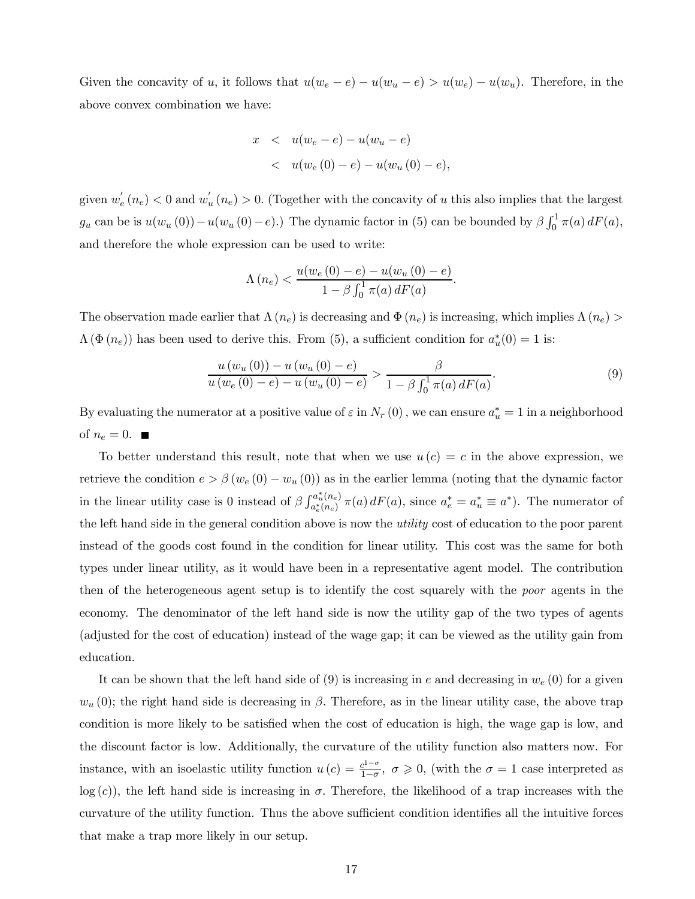Given the concavity of $u$, it follows that $u(w_e - e) - u(w_u - e) > u(w_e) - u(w_u)$. Therefore, in the above convex combination we have:

$$\begin{aligned} x &< u(w_e - e) - u(w_u - e) \\ &< u(w_e(0) - e) - u(w_u(0) - e), \end{aligned}$$

given $w_e^{'}(n_e) < 0$ and $w_u^{'}(n_e) > 0$. (Together with the concavity of $u$ this also implies that the largest $g_u$ can be is $u(w_u(0)) - u(w_u(0) - e)$.) The dynamic factor in (5) can be bounded by $\beta \int_0^1 \pi(a)\, dF(a)$, and therefore the whole expression can be used to write:

$$\Lambda(n_e) < \frac{u(w_e(0) - e) - u(w_u(0) - e)}{1 - \beta \int_0^1 \pi(a)\, dF(a)}.$$

The observation made earlier that $\Lambda(n_e)$ is decreasing and $\Phi(n_e)$ is increasing, which implies $\Lambda(n_e) > \Lambda(\Phi(n_e))$ has been used to derive this. From (5), a sufficient condition for $a_u^*(0) = 1$ is:

$$\frac{u(w_u(0)) - u(w_u(0) - e)}{u(w_e(0) - e) - u(w_u(0) - e)} > \frac{\beta}{1 - \beta \int_0^1 \pi(a)\, dF(a)}. \tag{9}$$

By evaluating the numerator at a positive value of $\varepsilon$ in $N_r(0)$, we can ensure $a_u^* = 1$ in a neighborhood of $n_e = 0$. ■

To better understand this result, note that when we use $u(c) = c$ in the above expression, we retrieve the condition $e > \beta(w_e(0) - w_u(0))$ as in the earlier lemma (noting that the dynamic factor in the linear utility case is 0 instead of $\beta \int_{a_e^*(n_e)}^{a_u^*(n_e)} \pi(a)\, dF(a)$, since $a_e^* = a_u^* \equiv a^*$). The numerator of the left hand side in the general condition above is now the *utility* cost of education to the poor parent instead of the goods cost found in the condition for linear utility. This cost was the same for both types under linear utility, as it would have been in a representative agent model. The contribution then of the heterogeneous agent setup is to identify the cost squarely with the *poor* agents in the economy. The denominator of the left hand side is now the utility gap of the two types of agents (adjusted for the cost of education) instead of the wage gap; it can be viewed as the utility gain from education.

It can be shown that the left hand side of (9) is increasing in $e$ and decreasing in $w_e(0)$ for a given $w_u(0)$; the right hand side is decreasing in $\beta$. Therefore, as in the linear utility case, the above trap condition is more likely to be satisfied when the cost of education is high, the wage gap is low, and the discount factor is low. Additionally, the curvature of the utility function also matters now. For instance, with an isoelastic utility function $u(c) = \frac{c^{1-\sigma}}{1-\sigma}$, $\sigma \geqslant 0$, (with the $\sigma = 1$ case interpreted as $\log(c)$), the left hand side is increasing in $\sigma$. Therefore, the likelihood of a trap increases with the curvature of the utility function. Thus the above sufficient condition identifies all the intuitive forces that make a trap more likely in our setup.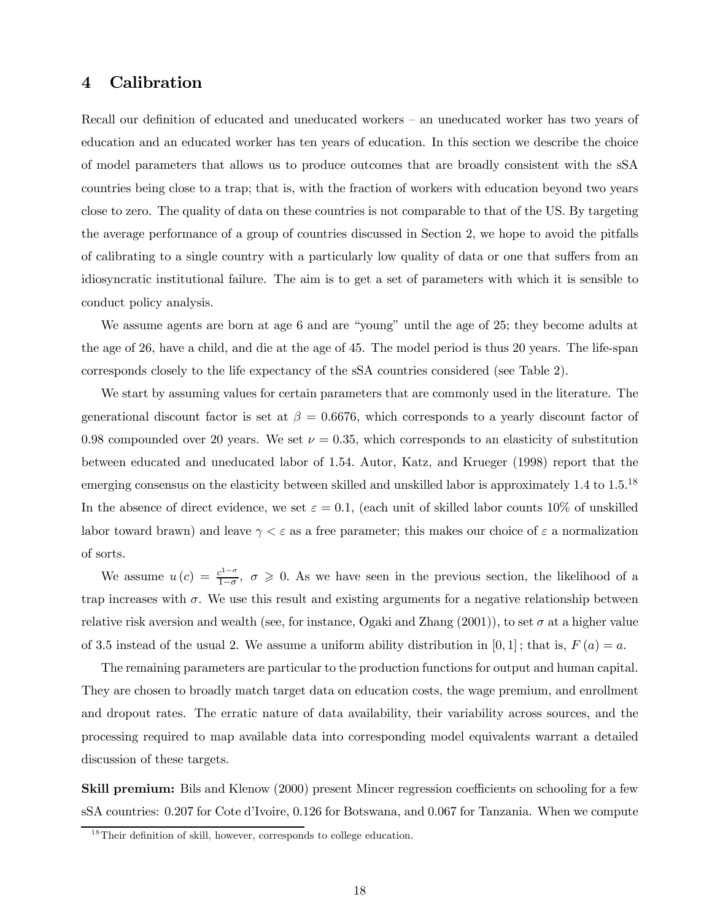## 4 Calibration

Recall our definition of educated and uneducated workers – an uneducated worker has two years of education and an educated worker has ten years of education. In this section we describe the choice of model parameters that allows us to produce outcomes that are broadly consistent with the sSA countries being close to a trap; that is, with the fraction of workers with education beyond two years close to zero. The quality of data on these countries is not comparable to that of the US. By targeting the average performance of a group of countries discussed in Section 2, we hope to avoid the pitfalls of calibrating to a single country with a particularly low quality of data or one that suffers from an idiosyncratic institutional failure. The aim is to get a set of parameters with which it is sensible to conduct policy analysis.

We assume agents are born at age 6 and are "young" until the age of 25; they become adults at the age of 26, have a child, and die at the age of 45. The model period is thus 20 years. The life-span corresponds closely to the life expectancy of the sSA countries considered (see Table 2).

We start by assuming values for certain parameters that are commonly used in the literature. The generational discount factor is set at $\beta = 0.6676$, which corresponds to a yearly discount factor of 0.98 compounded over 20 years. We set $\nu = 0.35$, which corresponds to an elasticity of substitution between educated and uneducated labor of 1.54. Autor, Katz, and Krueger (1998) report that the emerging consensus on the elasticity between skilled and unskilled labor is approximately 1.4 to 1.5.[18] In the absence of direct evidence, we set $\varepsilon = 0.1$, (each unit of skilled labor counts 10% of unskilled labor toward brawn) and leave $\gamma < \varepsilon$ as a free parameter; this makes our choice of $\varepsilon$ a normalization of sorts.

We assume $u(c) = \frac{c^{1-\sigma}}{1-\sigma}$, $\sigma \geqslant 0$. As we have seen in the previous section, the likelihood of a trap increases with $\sigma$. We use this result and existing arguments for a negative relationship between relative risk aversion and wealth (see, for instance, Ogaki and Zhang (2001)), to set $\sigma$ at a higher value of 3.5 instead of the usual 2. We assume a uniform ability distribution in $[0, 1]$; that is, $F(a) = a$.

The remaining parameters are particular to the production functions for output and human capital. They are chosen to broadly match target data on education costs, the wage premium, and enrollment and dropout rates. The erratic nature of data availability, their variability across sources, and the processing required to map available data into corresponding model equivalents warrant a detailed discussion of these targets.

**Skill premium:** Bils and Klenow (2000) present Mincer regression coefficients on schooling for a few sSA countries: 0.207 for Cote d'Ivoire, 0.126 for Botswana, and 0.067 for Tanzania. When we compute

[18] Their definition of skill, however, corresponds to college education.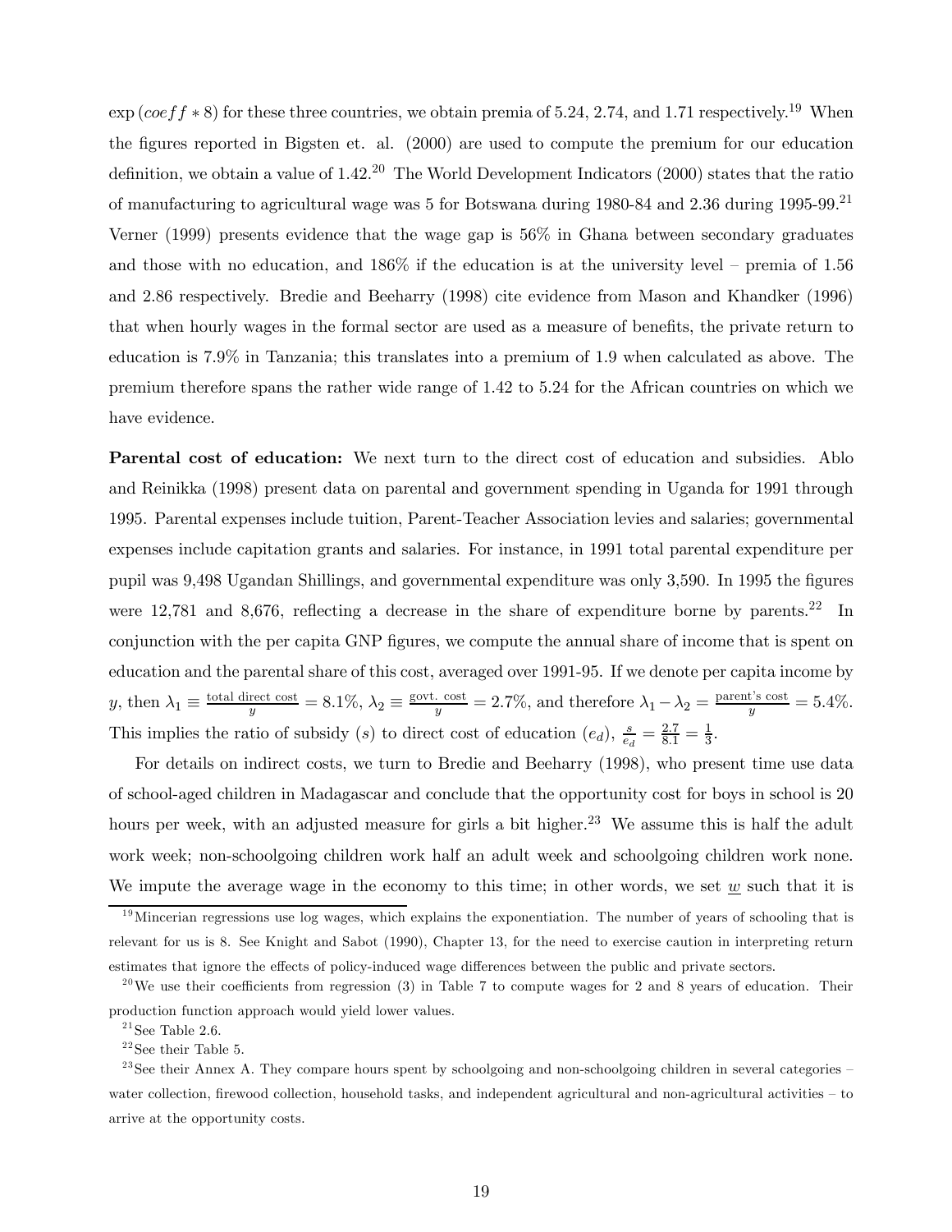$\exp(coeff * 8)$ for these three countries, we obtain premia of 5.24, 2.74, and 1.71 respectively.[19] When the figures reported in Bigsten et. al. (2000) are used to compute the premium for our education definition, we obtain a value of 1.42.[20] The World Development Indicators (2000) states that the ratio of manufacturing to agricultural wage was 5 for Botswana during 1980-84 and 2.36 during 1995-99.[21] Verner (1999) presents evidence that the wage gap is 56% in Ghana between secondary graduates and those with no education, and 186% if the education is at the university level – premia of 1.56 and 2.86 respectively. Bredie and Beeharry (1998) cite evidence from Mason and Khandker (1996) that when hourly wages in the formal sector are used as a measure of benefits, the private return to education is 7.9% in Tanzania; this translates into a premium of 1.9 when calculated as above. The premium therefore spans the rather wide range of 1.42 to 5.24 for the African countries on which we have evidence.

**Parental cost of education:** We next turn to the direct cost of education and subsidies. Ablo and Reinikka (1998) present data on parental and government spending in Uganda for 1991 through 1995. Parental expenses include tuition, Parent-Teacher Association levies and salaries; governmental expenses include capitation grants and salaries. For instance, in 1991 total parental expenditure per pupil was 9,498 Ugandan Shillings, and governmental expenditure was only 3,590. In 1995 the figures were 12,781 and 8,676, reflecting a decrease in the share of expenditure borne by parents.[22] In conjunction with the per capita GNP figures, we compute the annual share of income that is spent on education and the parental share of this cost, averaged over 1991-95. If we denote per capita income by $y$, then $\lambda_1 \equiv \frac{\text{total direct cost}}{y} = 8.1\%$, $\lambda_2 \equiv \frac{\text{govt. cost}}{y} = 2.7\%$, and therefore $\lambda_1 - \lambda_2 = \frac{\text{parent's cost}}{y} = 5.4\%$. This implies the ratio of subsidy ($s$) to direct cost of education ($e_d$), $\frac{s}{e_d} = \frac{2.7}{8.1} = \frac{1}{3}$.

For details on indirect costs, we turn to Bredie and Beeharry (1998), who present time use data of school-aged children in Madagascar and conclude that the opportunity cost for boys in school is 20 hours per week, with an adjusted measure for girls a bit higher.[23] We assume this is half the adult work week; non-schoolgoing children work half an adult week and schoolgoing children work none. We impute the average wage in the economy to this time; in other words, we set $\underline{w}$ such that it is

[19] Mincerian regressions use log wages, which explains the exponentiation. The number of years of schooling that is relevant for us is 8. See Knight and Sabot (1990), Chapter 13, for the need to exercise caution in interpreting return estimates that ignore the effects of policy-induced wage differences between the public and private sectors.

[20] We use their coefficients from regression (3) in Table 7 to compute wages for 2 and 8 years of education. Their production function approach would yield lower values.

[21] See Table 2.6.

[22] See their Table 5.

[23] See their Annex A. They compare hours spent by schoolgoing and non-schoolgoing children in several categories – water collection, firewood collection, household tasks, and independent agricultural and non-agricultural activities – to arrive at the opportunity costs.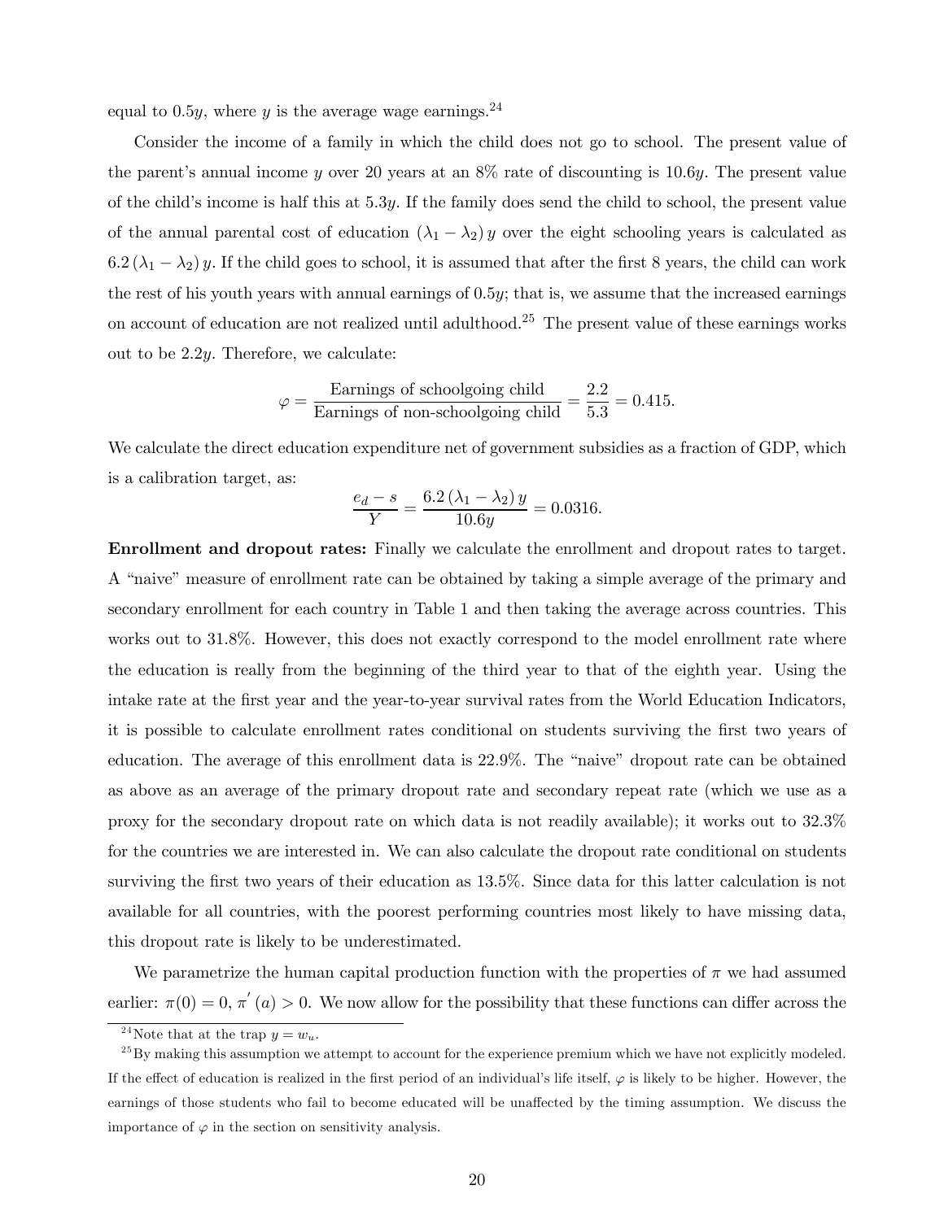equal to $0.5y$, where $y$ is the average wage earnings.[24]

Consider the income of a family in which the child does not go to school. The present value of the parent's annual income $y$ over 20 years at an 8% rate of discounting is $10.6y$. The present value of the child's income is half this at $5.3y$. If the family does send the child to school, the present value of the annual parental cost of education $(\lambda_1 - \lambda_2)\, y$ over the eight schooling years is calculated as $6.2\,(\lambda_1 - \lambda_2)\, y$. If the child goes to school, it is assumed that after the first 8 years, the child can work the rest of his youth years with annual earnings of $0.5y$; that is, we assume that the increased earnings on account of education are not realized until adulthood.[25] The present value of these earnings works out to be $2.2y$. Therefore, we calculate:

$$\varphi = \frac{\text{Earnings of schoolgoing child}}{\text{Earnings of non-schoolgoing child}} = \frac{2.2}{5.3} = 0.415.$$

We calculate the direct education expenditure net of government subsidies as a fraction of GDP, which is a calibration target, as:

$$\frac{e_d - s}{Y} = \frac{6.2\,(\lambda_1 - \lambda_2)\, y}{10.6y} = 0.0316.$$

**Enrollment and dropout rates:** Finally we calculate the enrollment and dropout rates to target. A "naive" measure of enrollment rate can be obtained by taking a simple average of the primary and secondary enrollment for each country in Table 1 and then taking the average across countries. This works out to 31.8%. However, this does not exactly correspond to the model enrollment rate where the education is really from the beginning of the third year to that of the eighth year. Using the intake rate at the first year and the year-to-year survival rates from the World Education Indicators, it is possible to calculate enrollment rates conditional on students surviving the first two years of education. The average of this enrollment data is 22.9%. The "naive" dropout rate can be obtained as above as an average of the primary dropout rate and secondary repeat rate (which we use as a proxy for the secondary dropout rate on which data is not readily available); it works out to 32.3% for the countries we are interested in. We can also calculate the dropout rate conditional on students surviving the first two years of their education as 13.5%. Since data for this latter calculation is not available for all countries, with the poorest performing countries most likely to have missing data, this dropout rate is likely to be underestimated.

We parametrize the human capital production function with the properties of $\pi$ we had assumed earlier: $\pi(0) = 0$, $\pi'(a) > 0$. We now allow for the possibility that these functions can differ across the

[24] Note that at the trap $y = w_u$.

[25] By making this assumption we attempt to account for the experience premium which we have not explicitly modeled. If the effect of education is realized in the first period of an individual's life itself, $\varphi$ is likely to be higher. However, the earnings of those students who fail to become educated will be unaffected by the timing assumption. We discuss the importance of $\varphi$ in the section on sensitivity analysis.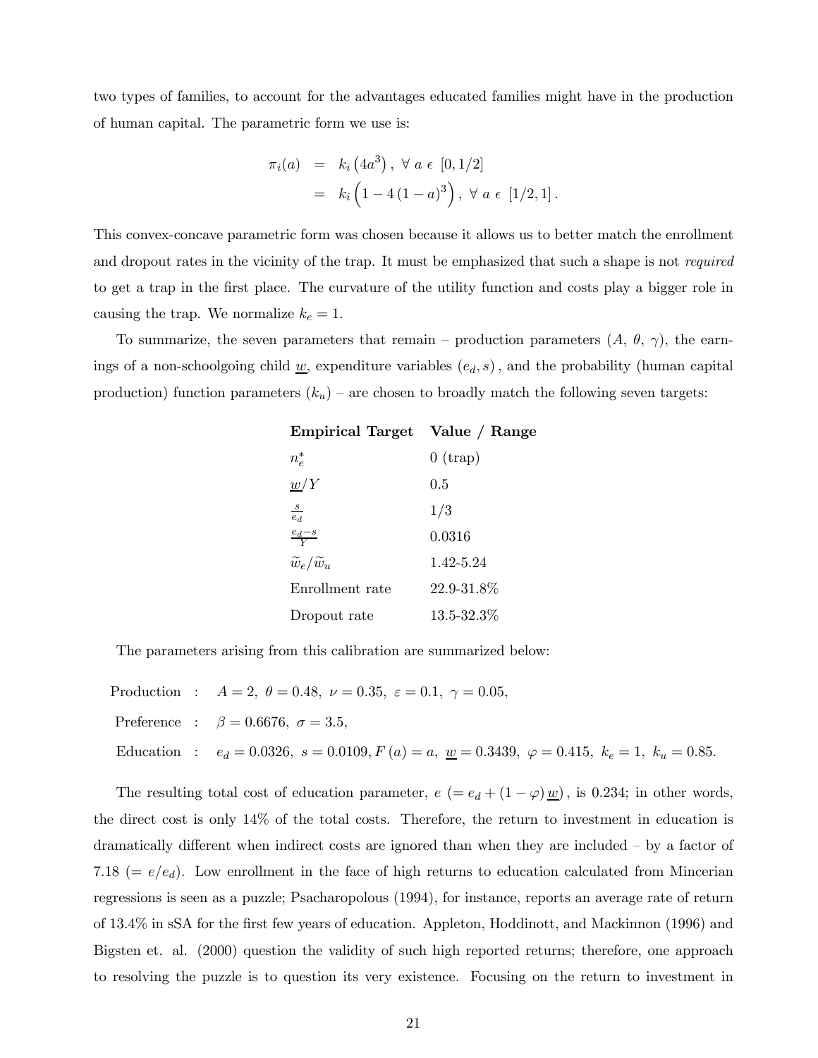two types of families, to account for the advantages educated families might have in the production of human capital. The parametric form we use is:

$$
\begin{aligned}
\pi_i(a) &= k_i\left(4a^3\right),\ \forall\ a\ \epsilon\ [0, 1/2] \\
&= k_i\left(1 - 4\left(1-a\right)^3\right),\ \forall\ a\ \epsilon\ [1/2, 1].
\end{aligned}
$$

This convex-concave parametric form was chosen because it allows us to better match the enrollment and dropout rates in the vicinity of the trap. It must be emphasized that such a shape is not *required* to get a trap in the first place. The curvature of the utility function and costs play a bigger role in causing the trap. We normalize $k_e = 1$.

To summarize, the seven parameters that remain – production parameters ($A$, $\theta$, $\gamma$), the earnings of a non-schoolgoing child $\underline{w}$, expenditure variables $(e_d, s)$, and the probability (human capital production) function parameters $(k_u)$ – are chosen to broadly match the following seven targets:

| **Empirical Target** | **Value / Range** |
|---|---|
| $n_e^*$ | 0 (trap) |
| $\underline{w}/Y$ | 0.5 |
| $\frac{s}{e_d}$ | 1/3 |
| $\frac{e_d - s}{Y}$ | 0.0316 |
| $\widetilde{w}_e/\widetilde{w}_u$ | 1.42-5.24 |
| Enrollment rate | 22.9-31.8% |
| Dropout rate | 13.5-32.3% |

The parameters arising from this calibration are summarized below:

$$
\begin{aligned}
\text{Production} &: \quad A = 2,\ \theta = 0.48,\ \nu = 0.35,\ \varepsilon = 0.1,\ \gamma = 0.05, \\
\text{Preference} &: \quad \beta = 0.6676,\ \sigma = 3.5, \\
\text{Education} &: \quad e_d = 0.0326,\ s = 0.0109, F(a) = a,\ \underline{w} = 0.3439,\ \varphi = 0.415,\ k_e = 1,\ k_u = 0.85.
\end{aligned}
$$

The resulting total cost of education parameter, $e\ (= e_d + (1-\varphi)\,\underline{w})$, is 0.234; in other words, the direct cost is only 14% of the total costs. Therefore, the return to investment in education is dramatically different when indirect costs are ignored than when they are included – by a factor of 7.18 ($= e/e_d$). Low enrollment in the face of high returns to education calculated from Mincerian regressions is seen as a puzzle; Psacharopolous (1994), for instance, reports an average rate of return of 13.4% in sSA for the first few years of education. Appleton, Hoddinott, and Mackinnon (1996) and Bigsten et. al. (2000) question the validity of such high reported returns; therefore, one approach to resolving the puzzle is to question its very existence. Focusing on the return to investment in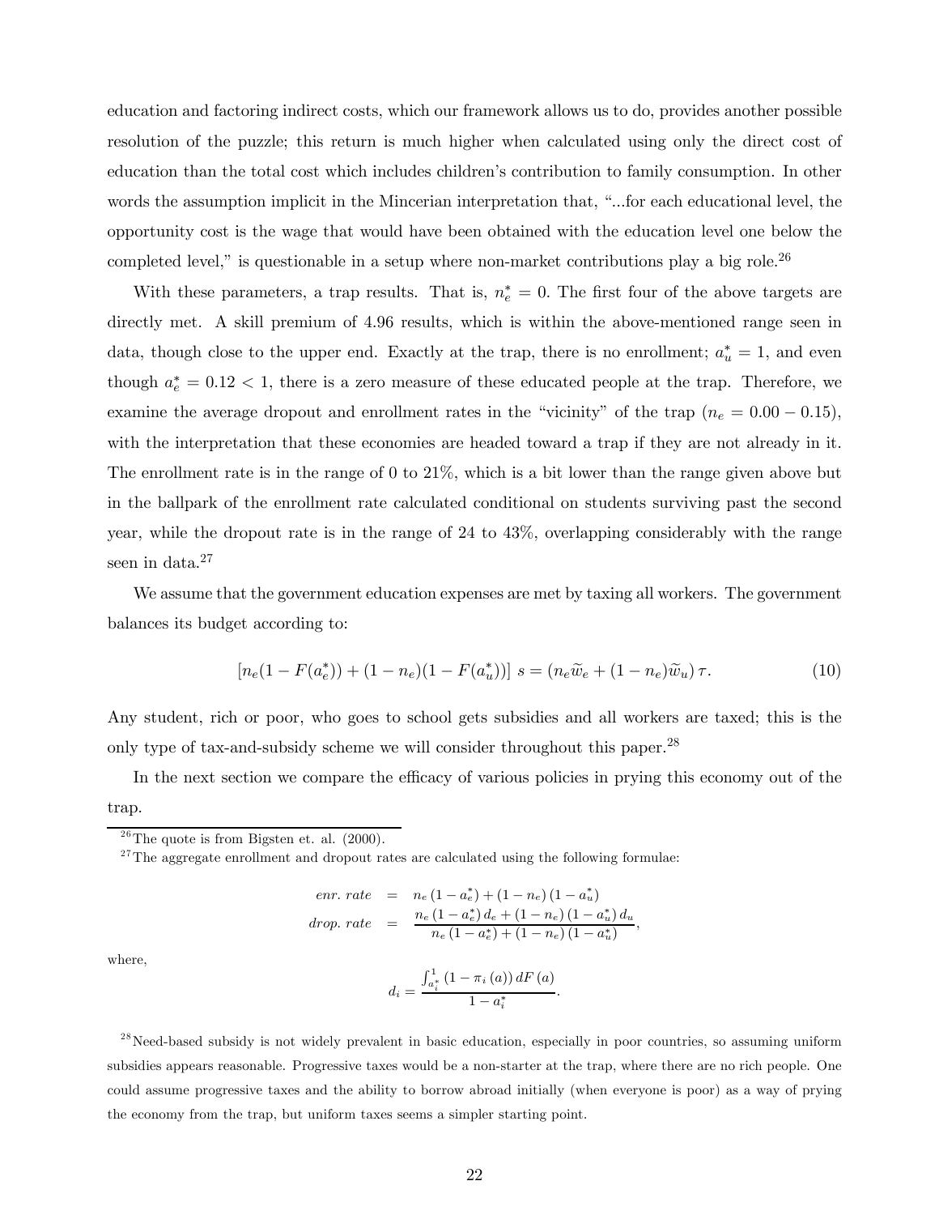education and factoring indirect costs, which our framework allows us to do, provides another possible resolution of the puzzle; this return is much higher when calculated using only the direct cost of education than the total cost which includes children's contribution to family consumption. In other words the assumption implicit in the Mincerian interpretation that, "...for each educational level, the opportunity cost is the wage that would have been obtained with the education level one below the completed level," is questionable in a setup where non-market contributions play a big role.[26]

With these parameters, a trap results. That is, $n_e^* = 0$. The first four of the above targets are directly met. A skill premium of 4.96 results, which is within the above-mentioned range seen in data, though close to the upper end. Exactly at the trap, there is no enrollment; $a_u^* = 1$, and even though $a_e^* = 0.12 < 1$, there is a zero measure of these educated people at the trap. Therefore, we examine the average dropout and enrollment rates in the "vicinity" of the trap ($n_e = 0.00 - 0.15$), with the interpretation that these economies are headed toward a trap if they are not already in it. The enrollment rate is in the range of 0 to 21%, which is a bit lower than the range given above but in the ballpark of the enrollment rate calculated conditional on students surviving past the second year, while the dropout rate is in the range of 24 to 43%, overlapping considerably with the range seen in data.[27]

We assume that the government education expenses are met by taxing all workers. The government balances its budget according to:

$$[n_e(1 - F(a_e^*)) + (1 - n_e)(1 - F(a_u^*))]\ s = (n_e \widetilde{w}_e + (1 - n_e)\widetilde{w}_u)\,\tau. \tag{10}$$

Any student, rich or poor, who goes to school gets subsidies and all workers are taxed; this is the only type of tax-and-subsidy scheme we will consider throughout this paper.[28]

In the next section we compare the efficacy of various policies in prying this economy out of the trap.

---

[26] The quote is from Bigsten et. al. (2000).

[27] The aggregate enrollment and dropout rates are calculated using the following formulae:

$$\begin{aligned} enr.\ rate &= n_e\,(1 - a_e^*) + (1 - n_e)\,(1 - a_u^*) \\ drop.\ rate &= \frac{n_e\,(1 - a_e^*)\,d_e + (1 - n_e)\,(1 - a_u^*)\,d_u}{n_e\,(1 - a_e^*) + (1 - n_e)\,(1 - a_u^*)}, \end{aligned}$$

where,

$$d_i = \frac{\int_{a_i^*}^{1} (1 - \pi_i\,(a))\,dF\,(a)}{1 - a_i^*}.$$

[28] Need-based subsidy is not widely prevalent in basic education, especially in poor countries, so assuming uniform subsidies appears reasonable. Progressive taxes would be a non-starter at the trap, where there are no rich people. One could assume progressive taxes and the ability to borrow abroad initially (when everyone is poor) as a way of prying the economy from the trap, but uniform taxes seems a simpler starting point.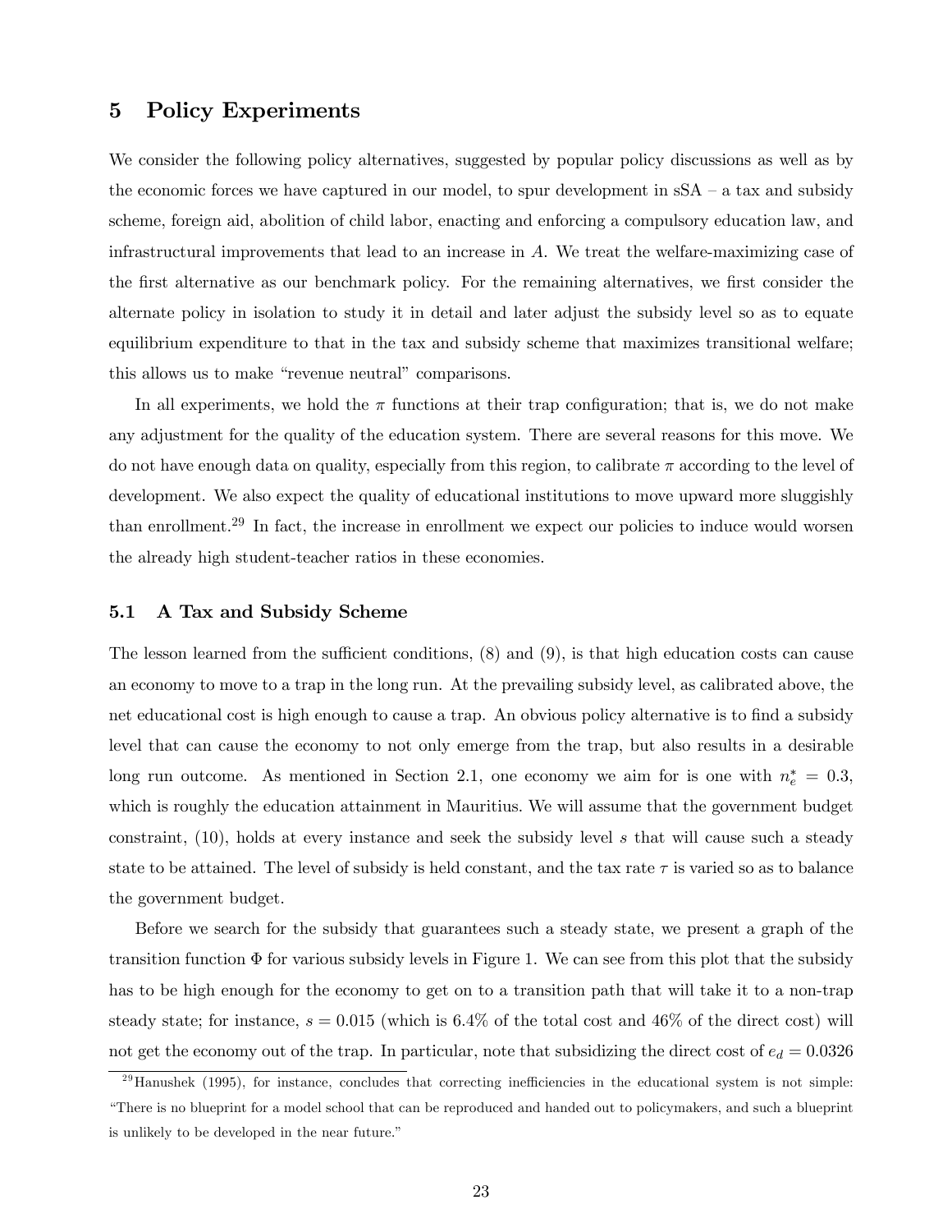## 5 Policy Experiments

We consider the following policy alternatives, suggested by popular policy discussions as well as by the economic forces we have captured in our model, to spur development in sSA – a tax and subsidy scheme, foreign aid, abolition of child labor, enacting and enforcing a compulsory education law, and infrastructural improvements that lead to an increase in $A$. We treat the welfare-maximizing case of the first alternative as our benchmark policy. For the remaining alternatives, we first consider the alternate policy in isolation to study it in detail and later adjust the subsidy level so as to equate equilibrium expenditure to that in the tax and subsidy scheme that maximizes transitional welfare; this allows us to make "revenue neutral" comparisons.

In all experiments, we hold the $\pi$ functions at their trap configuration; that is, we do not make any adjustment for the quality of the education system. There are several reasons for this move. We do not have enough data on quality, especially from this region, to calibrate $\pi$ according to the level of development. We also expect the quality of educational institutions to move upward more sluggishly than enrollment.[29] In fact, the increase in enrollment we expect our policies to induce would worsen the already high student-teacher ratios in these economies.

### 5.1 A Tax and Subsidy Scheme

The lesson learned from the sufficient conditions, (8) and (9), is that high education costs can cause an economy to move to a trap in the long run. At the prevailing subsidy level, as calibrated above, the net educational cost is high enough to cause a trap. An obvious policy alternative is to find a subsidy level that can cause the economy to not only emerge from the trap, but also results in a desirable long run outcome. As mentioned in Section 2.1, one economy we aim for is one with $n_e^* = 0.3$, which is roughly the education attainment in Mauritius. We will assume that the government budget constraint, (10), holds at every instance and seek the subsidy level $s$ that will cause such a steady state to be attained. The level of subsidy is held constant, and the tax rate $\tau$ is varied so as to balance the government budget.

Before we search for the subsidy that guarantees such a steady state, we present a graph of the transition function $\Phi$ for various subsidy levels in Figure 1. We can see from this plot that the subsidy has to be high enough for the economy to get on to a transition path that will take it to a non-trap steady state; for instance, $s = 0.015$ (which is 6.4% of the total cost and 46% of the direct cost) will not get the economy out of the trap. In particular, note that subsidizing the direct cost of $e_d = 0.0326$

[29] Hanushek (1995), for instance, concludes that correcting inefficiencies in the educational system is not simple: "There is no blueprint for a model school that can be reproduced and handed out to policymakers, and such a blueprint is unlikely to be developed in the near future."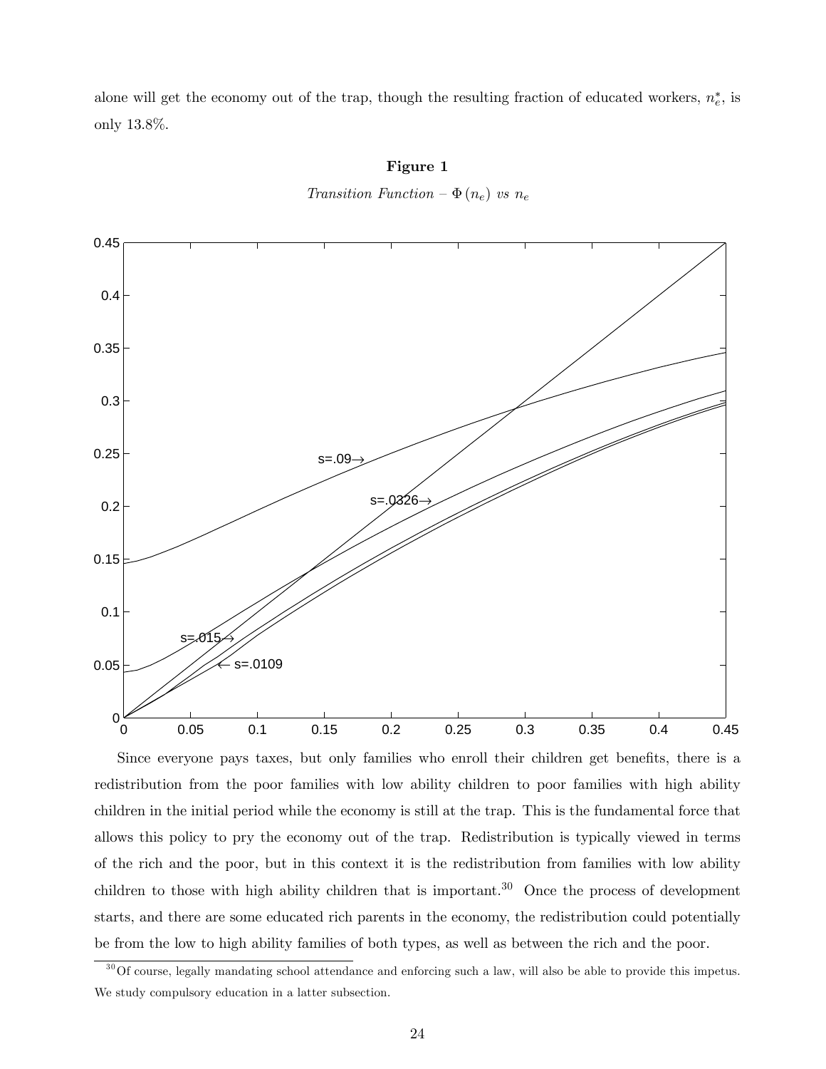alone will get the economy out of the trap, though the resulting fraction of educated workers, $n_e^*$, is only 13.8%.

**Figure 1**

*Transition Function – $\Phi(n_e)$ vs $n_e$*

Since everyone pays taxes, but only families who enroll their children get benefits, there is a redistribution from the poor families with low ability children to poor families with high ability children in the initial period while the economy is still at the trap. This is the fundamental force that allows this policy to pry the economy out of the trap. Redistribution is typically viewed in terms of the rich and the poor, but in this context it is the redistribution from families with low ability children to those with high ability children that is important.[30] Once the process of development starts, and there are some educated rich parents in the economy, the redistribution could potentially be from the low to high ability families of both types, as well as between the rich and the poor.

[30] Of course, legally mandating school attendance and enforcing such a law, will also be able to provide this impetus. We study compulsory education in a latter subsection.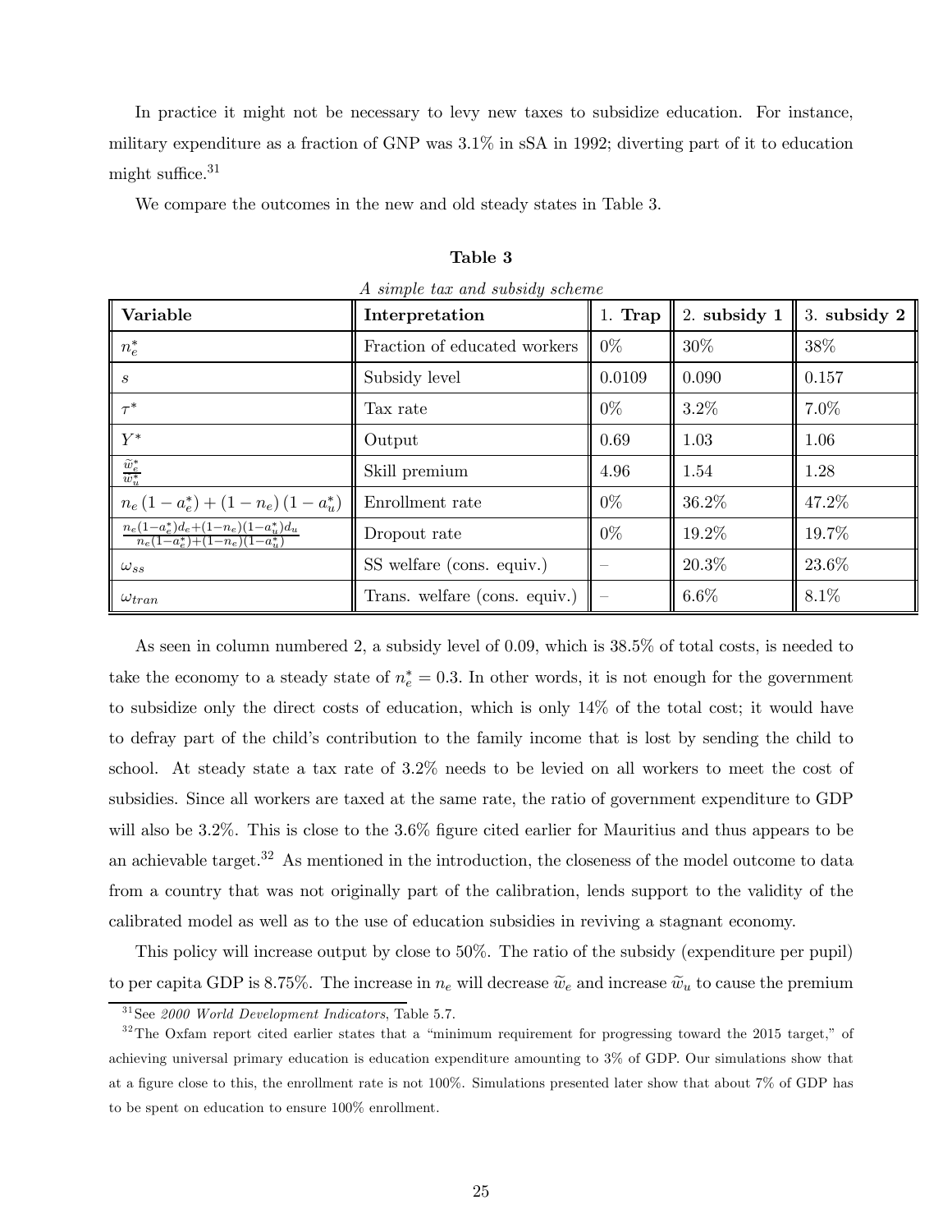In practice it might not be necessary to levy new taxes to subsidize education. For instance, military expenditure as a fraction of GNP was 3.1% in sSA in 1992; diverting part of it to education might suffice.[31]

We compare the outcomes in the new and old steady states in Table 3.

**Table 3**

*A simple tax and subsidy scheme*

| **Variable** | **Interpretation** | 1. **Trap** | 2. **subsidy 1** | 3. **subsidy 2** |
|---|---|---|---|---|
| $n_e^*$ | Fraction of educated workers | 0% | 30% | 38% |
| $s$ | Subsidy level | 0.0109 | 0.090 | 0.157 |
| $\tau^*$ | Tax rate | 0% | 3.2% | 7.0% |
| $Y^*$ | Output | 0.69 | 1.03 | 1.06 |
| $\frac{\widetilde{w}_e^*}{\widetilde{w}_u^*}$ | Skill premium | 4.96 | 1.54 | 1.28 |
| $n_e(1-a_e^*)+(1-n_e)(1-a_u^*)$ | Enrollment rate | 0% | 36.2% | 47.2% |
| $\frac{n_e(1-a_e^*)d_e+(1-n_e)(1-a_u^*)d_u}{n_e(1-a_e^*)+(1-n_e)(1-a_u^*)}$ | Dropout rate | 0% | 19.2% | 19.7% |
| $\omega_{ss}$ | SS welfare (cons. equiv.) | – | 20.3% | 23.6% |
| $\omega_{tran}$ | Trans. welfare (cons. equiv.) | – | 6.6% | 8.1% |

As seen in column numbered 2, a subsidy level of 0.09, which is 38.5% of total costs, is needed to take the economy to a steady state of $n_e^* = 0.3$. In other words, it is not enough for the government to subsidize only the direct costs of education, which is only 14% of the total cost; it would have to defray part of the child's contribution to the family income that is lost by sending the child to school. At steady state a tax rate of 3.2% needs to be levied on all workers to meet the cost of subsidies. Since all workers are taxed at the same rate, the ratio of government expenditure to GDP will also be 3.2%. This is close to the 3.6% figure cited earlier for Mauritius and thus appears to be an achievable target.[32] As mentioned in the introduction, the closeness of the model outcome to data from a country that was not originally part of the calibration, lends support to the validity of the calibrated model as well as to the use of education subsidies in reviving a stagnant economy.

This policy will increase output by close to 50%. The ratio of the subsidy (expenditure per pupil) to per capita GDP is 8.75%. The increase in $n_e$ will decrease $\widetilde{w}_e$ and increase $\widetilde{w}_u$ to cause the premium

[31] See *2000 World Development Indicators*, Table 5.7.

[32] The Oxfam report cited earlier states that a "minimum requirement for progressing toward the 2015 target," of achieving universal primary education is education expenditure amounting to 3% of GDP. Our simulations show that at a figure close to this, the enrollment rate is not 100%. Simulations presented later show that about 7% of GDP has to be spent on education to ensure 100% enrollment.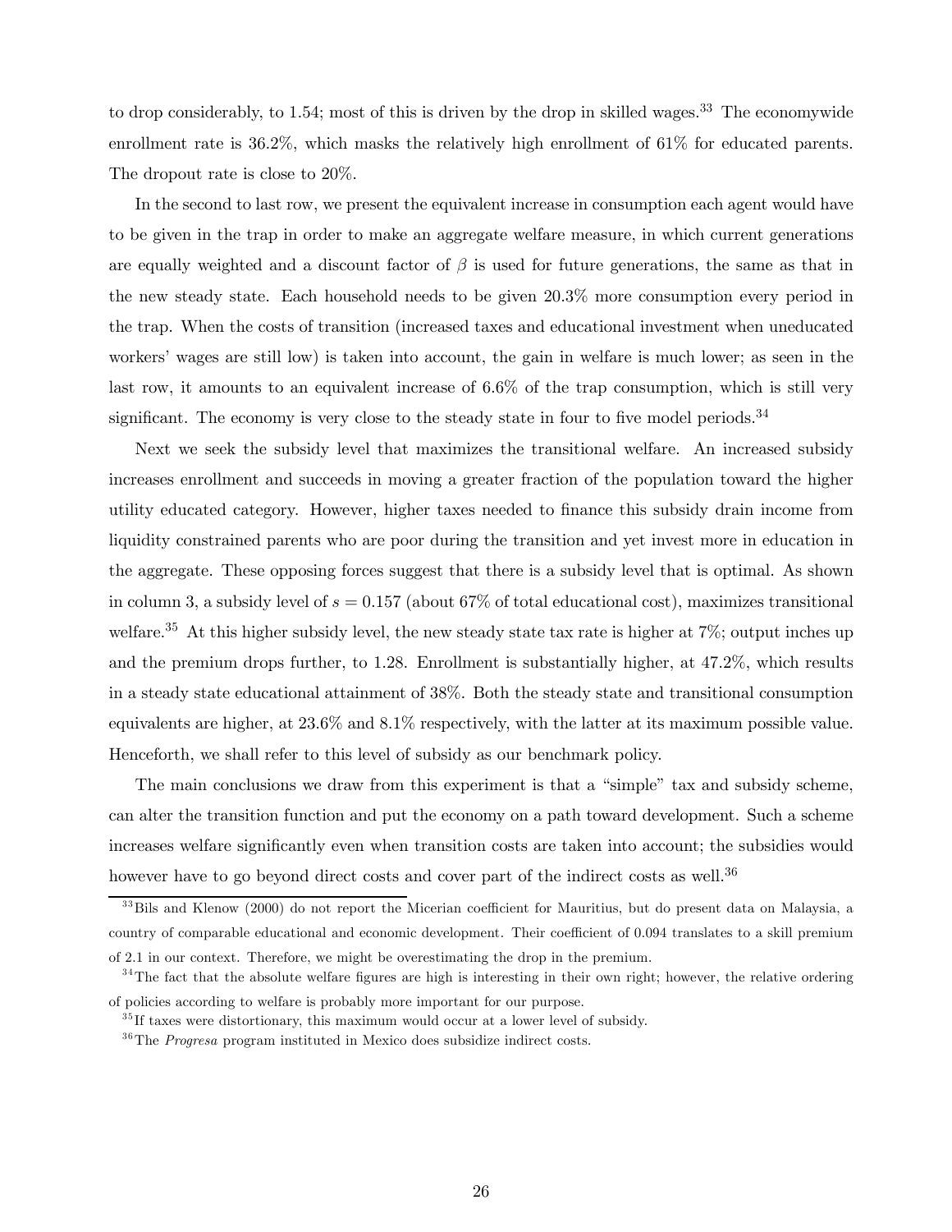to drop considerably, to 1.54; most of this is driven by the drop in skilled wages.[33] The economywide enrollment rate is 36.2%, which masks the relatively high enrollment of 61% for educated parents. The dropout rate is close to 20%.

In the second to last row, we present the equivalent increase in consumption each agent would have to be given in the trap in order to make an aggregate welfare measure, in which current generations are equally weighted and a discount factor of $\beta$ is used for future generations, the same as that in the new steady state. Each household needs to be given 20.3% more consumption every period in the trap. When the costs of transition (increased taxes and educational investment when uneducated workers' wages are still low) is taken into account, the gain in welfare is much lower; as seen in the last row, it amounts to an equivalent increase of 6.6% of the trap consumption, which is still very significant. The economy is very close to the steady state in four to five model periods.[34]

Next we seek the subsidy level that maximizes the transitional welfare. An increased subsidy increases enrollment and succeeds in moving a greater fraction of the population toward the higher utility educated category. However, higher taxes needed to finance this subsidy drain income from liquidity constrained parents who are poor during the transition and yet invest more in education in the aggregate. These opposing forces suggest that there is a subsidy level that is optimal. As shown in column 3, a subsidy level of $s = 0.157$ (about 67% of total educational cost), maximizes transitional welfare.[35] At this higher subsidy level, the new steady state tax rate is higher at 7%; output inches up and the premium drops further, to 1.28. Enrollment is substantially higher, at 47.2%, which results in a steady state educational attainment of 38%. Both the steady state and transitional consumption equivalents are higher, at 23.6% and 8.1% respectively, with the latter at its maximum possible value. Henceforth, we shall refer to this level of subsidy as our benchmark policy.

The main conclusions we draw from this experiment is that a "simple" tax and subsidy scheme, can alter the transition function and put the economy on a path toward development. Such a scheme increases welfare significantly even when transition costs are taken into account; the subsidies would however have to go beyond direct costs and cover part of the indirect costs as well.[36]

---

[33] Bils and Klenow (2000) do not report the Micerian coefficient for Mauritius, but do present data on Malaysia, a country of comparable educational and economic development. Their coefficient of 0.094 translates to a skill premium of 2.1 in our context. Therefore, we might be overestimating the drop in the premium.

[34] The fact that the absolute welfare figures are high is interesting in their own right; however, the relative ordering of policies according to welfare is probably more important for our purpose.

[35] If taxes were distortionary, this maximum would occur at a lower level of subsidy.

[36] The *Progresa* program instituted in Mexico does subsidize indirect costs.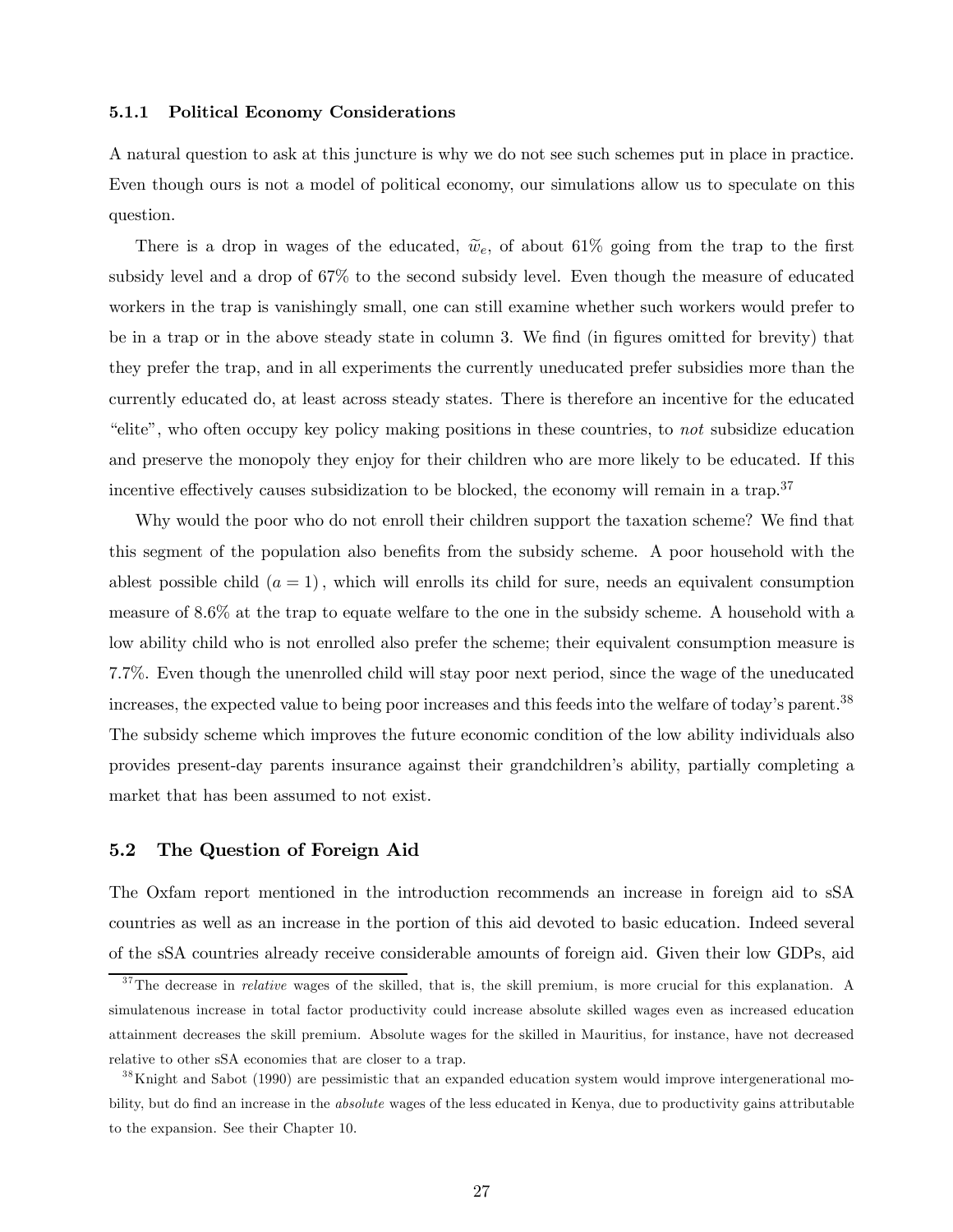### 5.1.1 Political Economy Considerations

A natural question to ask at this juncture is why we do not see such schemes put in place in practice. Even though ours is not a model of political economy, our simulations allow us to speculate on this question.

There is a drop in wages of the educated, $\widetilde{w}_e$, of about 61% going from the trap to the first subsidy level and a drop of 67% to the second subsidy level. Even though the measure of educated workers in the trap is vanishingly small, one can still examine whether such workers would prefer to be in a trap or in the above steady state in column 3. We find (in figures omitted for brevity) that they prefer the trap, and in all experiments the currently uneducated prefer subsidies more than the currently educated do, at least across steady states. There is therefore an incentive for the educated "elite", who often occupy key policy making positions in these countries, to *not* subsidize education and preserve the monopoly they enjoy for their children who are more likely to be educated. If this incentive effectively causes subsidization to be blocked, the economy will remain in a trap.[37]

Why would the poor who do not enroll their children support the taxation scheme? We find that this segment of the population also benefits from the subsidy scheme. A poor household with the ablest possible child $(a = 1)$, which will enrolls its child for sure, needs an equivalent consumption measure of 8.6% at the trap to equate welfare to the one in the subsidy scheme. A household with a low ability child who is not enrolled also prefer the scheme; their equivalent consumption measure is 7.7%. Even though the unenrolled child will stay poor next period, since the wage of the uneducated increases, the expected value to being poor increases and this feeds into the welfare of today's parent.[38] The subsidy scheme which improves the future economic condition of the low ability individuals also provides present-day parents insurance against their grandchildren's ability, partially completing a market that has been assumed to not exist.

## 5.2 The Question of Foreign Aid

The Oxfam report mentioned in the introduction recommends an increase in foreign aid to sSA countries as well as an increase in the portion of this aid devoted to basic education. Indeed several of the sSA countries already receive considerable amounts of foreign aid. Given their low GDPs, aid

[37] The decrease in *relative* wages of the skilled, that is, the skill premium, is more crucial for this explanation. A simulatenous increase in total factor productivity could increase absolute skilled wages even as increased education attainment decreases the skill premium. Absolute wages for the skilled in Mauritius, for instance, have not decreased relative to other sSA economies that are closer to a trap.

[38] Knight and Sabot (1990) are pessimistic that an expanded education system would improve intergenerational mobility, but do find an increase in the *absolute* wages of the less educated in Kenya, due to productivity gains attributable to the expansion. See their Chapter 10.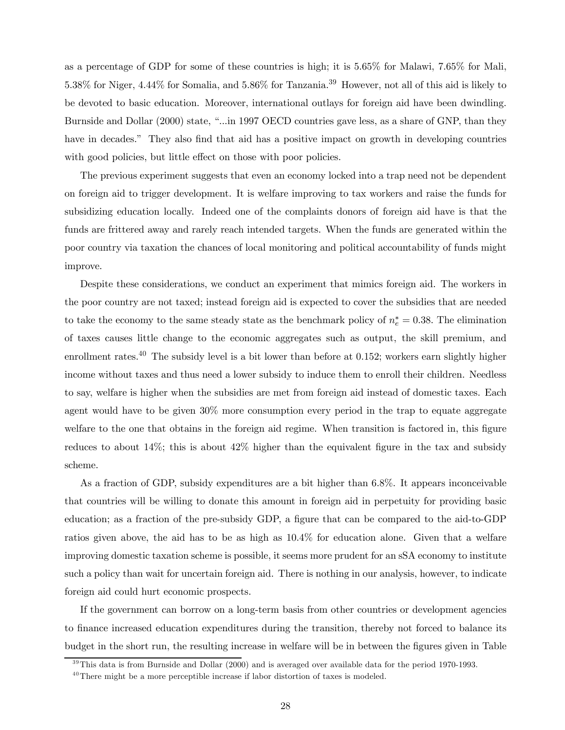as a percentage of GDP for some of these countries is high; it is 5.65% for Malawi, 7.65% for Mali, 5.38% for Niger, 4.44% for Somalia, and 5.86% for Tanzania.[39] However, not all of this aid is likely to be devoted to basic education. Moreover, international outlays for foreign aid have been dwindling. Burnside and Dollar (2000) state, "...in 1997 OECD countries gave less, as a share of GNP, than they have in decades." They also find that aid has a positive impact on growth in developing countries with good policies, but little effect on those with poor policies.

The previous experiment suggests that even an economy locked into a trap need not be dependent on foreign aid to trigger development. It is welfare improving to tax workers and raise the funds for subsidizing education locally. Indeed one of the complaints donors of foreign aid have is that the funds are frittered away and rarely reach intended targets. When the funds are generated within the poor country via taxation the chances of local monitoring and political accountability of funds might improve.

Despite these considerations, we conduct an experiment that mimics foreign aid. The workers in the poor country are not taxed; instead foreign aid is expected to cover the subsidies that are needed to take the economy to the same steady state as the benchmark policy of $n_e^* = 0.38$. The elimination of taxes causes little change to the economic aggregates such as output, the skill premium, and enrollment rates.[40] The subsidy level is a bit lower than before at 0.152; workers earn slightly higher income without taxes and thus need a lower subsidy to induce them to enroll their children. Needless to say, welfare is higher when the subsidies are met from foreign aid instead of domestic taxes. Each agent would have to be given 30% more consumption every period in the trap to equate aggregate welfare to the one that obtains in the foreign aid regime. When transition is factored in, this figure reduces to about 14%; this is about 42% higher than the equivalent figure in the tax and subsidy scheme.

As a fraction of GDP, subsidy expenditures are a bit higher than 6.8%. It appears inconceivable that countries will be willing to donate this amount in foreign aid in perpetuity for providing basic education; as a fraction of the pre-subsidy GDP, a figure that can be compared to the aid-to-GDP ratios given above, the aid has to be as high as 10.4% for education alone. Given that a welfare improving domestic taxation scheme is possible, it seems more prudent for an sSA economy to institute such a policy than wait for uncertain foreign aid. There is nothing in our analysis, however, to indicate foreign aid could hurt economic prospects.

If the government can borrow on a long-term basis from other countries or development agencies to finance increased education expenditures during the transition, thereby not forced to balance its budget in the short run, the resulting increase in welfare will be in between the figures given in Table

[39] This data is from Burnside and Dollar (2000) and is averaged over available data for the period 1970-1993.

[40] There might be a more perceptible increase if labor distortion of taxes is modeled.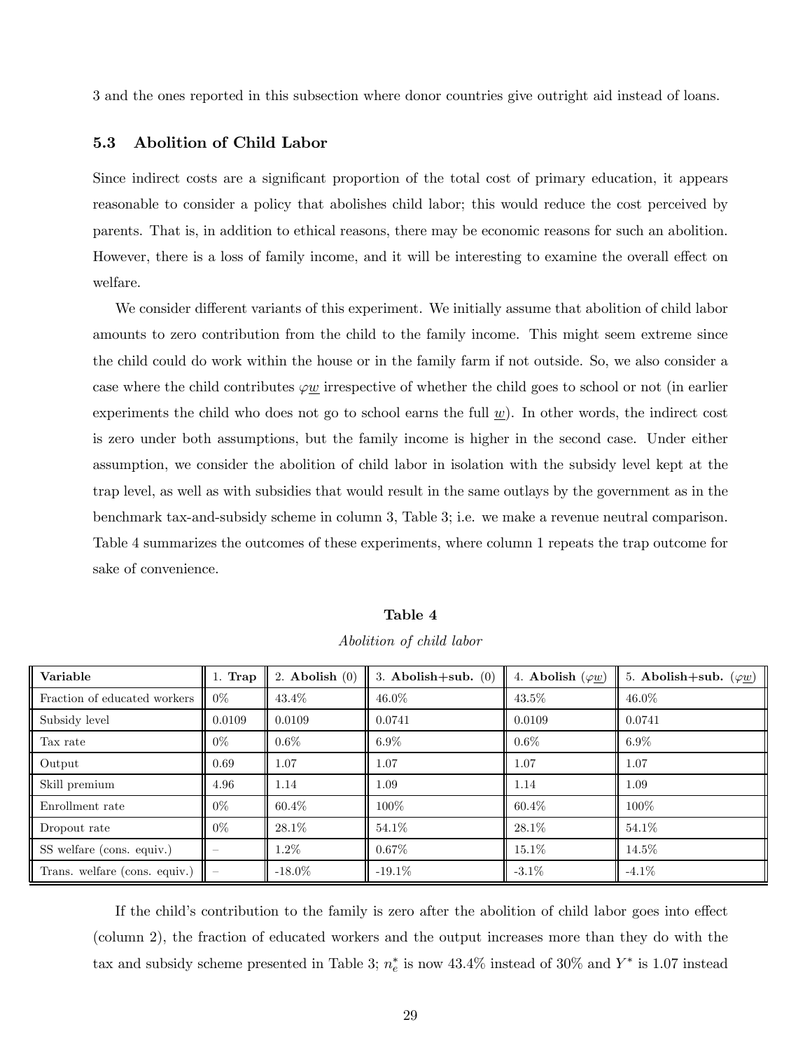3 and the ones reported in this subsection where donor countries give outright aid instead of loans.

### 5.3 Abolition of Child Labor

Since indirect costs are a significant proportion of the total cost of primary education, it appears reasonable to consider a policy that abolishes child labor; this would reduce the cost perceived by parents. That is, in addition to ethical reasons, there may be economic reasons for such an abolition. However, there is a loss of family income, and it will be interesting to examine the overall effect on welfare.

We consider different variants of this experiment. We initially assume that abolition of child labor amounts to zero contribution from the child to the family income. This might seem extreme since the child could do work within the house or in the family farm if not outside. So, we also consider a case where the child contributes $\varphi \underline{w}$ irrespective of whether the child goes to school or not (in earlier experiments the child who does not go to school earns the full $\underline{w}$). In other words, the indirect cost is zero under both assumptions, but the family income is higher in the second case. Under either assumption, we consider the abolition of child labor in isolation with the subsidy level kept at the trap level, as well as with subsidies that would result in the same outlays by the government as in the benchmark tax-and-subsidy scheme in column 3, Table 3; i.e. we make a revenue neutral comparison. Table 4 summarizes the outcomes of these experiments, where column 1 repeats the trap outcome for sake of convenience.

**Table 4**

*Abolition of child labor*

| **Variable** | 1. **Trap** | 2. **Abolish** (0) | 3. **Abolish+sub.** (0) | 4. **Abolish** ($\varphi \underline{w}$) | 5. **Abolish+sub.** ($\varphi \underline{w}$) |
|---|---|---|---|---|---|
| Fraction of educated workers | 0% | 43.4% | 46.0% | 43.5% | 46.0% |
| Subsidy level | 0.0109 | 0.0109 | 0.0741 | 0.0109 | 0.0741 |
| Tax rate | 0% | 0.6% | 6.9% | 0.6% | 6.9% |
| Output | 0.69 | 1.07 | 1.07 | 1.07 | 1.07 |
| Skill premium | 4.96 | 1.14 | 1.09 | 1.14 | 1.09 |
| Enrollment rate | 0% | 60.4% | 100% | 60.4% | 100% |
| Dropout rate | 0% | 28.1% | 54.1% | 28.1% | 54.1% |
| SS welfare (cons. equiv.) | – | 1.2% | 0.67% | 15.1% | 14.5% |
| Trans. welfare (cons. equiv.) | – | -18.0% | -19.1% | -3.1% | -4.1% |

If the child's contribution to the family is zero after the abolition of child labor goes into effect (column 2), the fraction of educated workers and the output increases more than they do with the tax and subsidy scheme presented in Table 3; $n_e^*$ is now 43.4% instead of 30% and $Y^*$ is 1.07 instead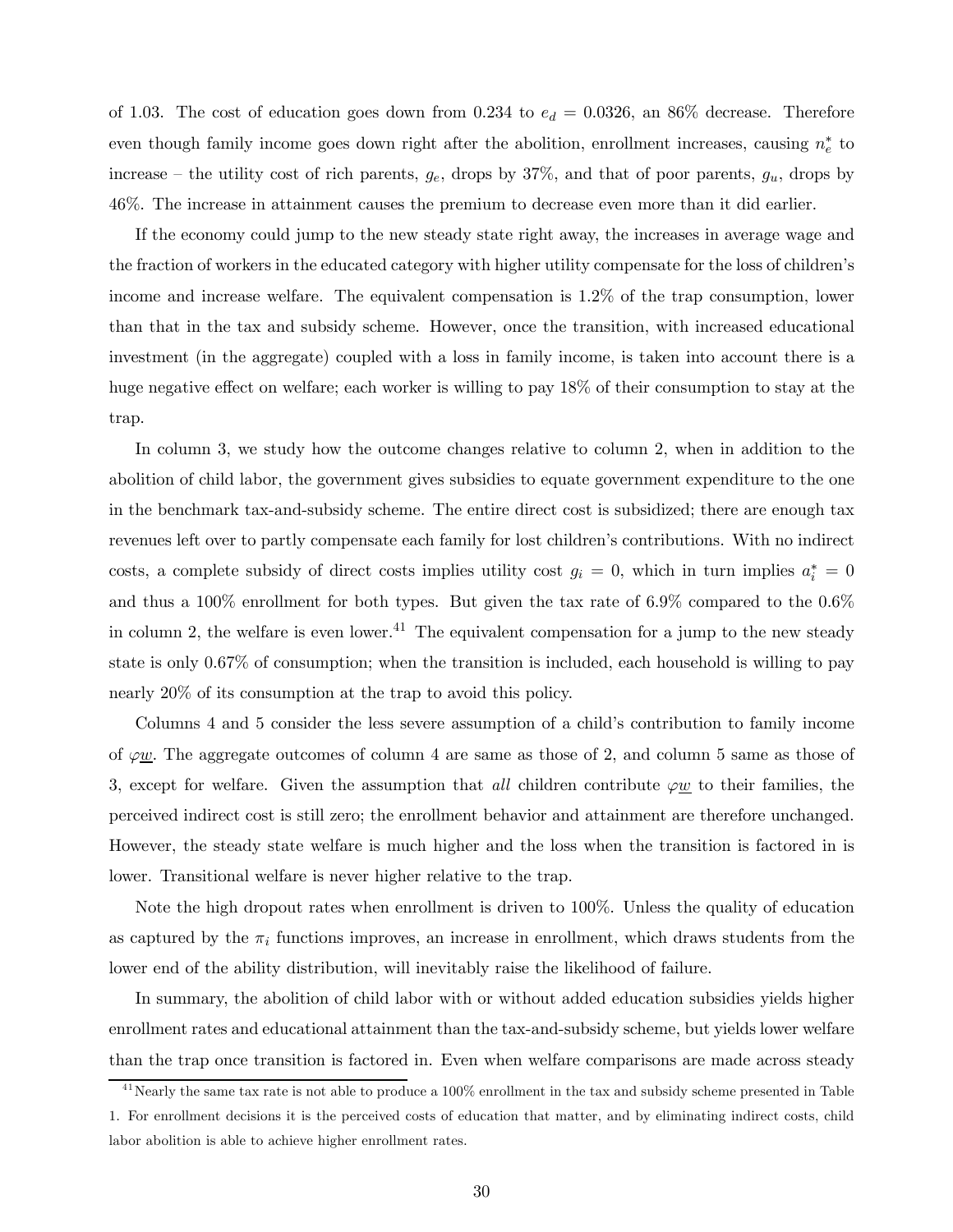of 1.03. The cost of education goes down from 0.234 to $e_d = 0.0326$, an 86% decrease. Therefore even though family income goes down right after the abolition, enrollment increases, causing $n_e^*$ to increase – the utility cost of rich parents, $g_e$, drops by 37%, and that of poor parents, $g_u$, drops by 46%. The increase in attainment causes the premium to decrease even more than it did earlier.

If the economy could jump to the new steady state right away, the increases in average wage and the fraction of workers in the educated category with higher utility compensate for the loss of children's income and increase welfare. The equivalent compensation is 1.2% of the trap consumption, lower than that in the tax and subsidy scheme. However, once the transition, with increased educational investment (in the aggregate) coupled with a loss in family income, is taken into account there is a huge negative effect on welfare; each worker is willing to pay 18% of their consumption to stay at the trap.

In column 3, we study how the outcome changes relative to column 2, when in addition to the abolition of child labor, the government gives subsidies to equate government expenditure to the one in the benchmark tax-and-subsidy scheme. The entire direct cost is subsidized; there are enough tax revenues left over to partly compensate each family for lost children's contributions. With no indirect costs, a complete subsidy of direct costs implies utility cost $g_i = 0$, which in turn implies $a_i^* = 0$ and thus a 100% enrollment for both types. But given the tax rate of 6.9% compared to the 0.6% in column 2, the welfare is even lower.[41] The equivalent compensation for a jump to the new steady state is only 0.67% of consumption; when the transition is included, each household is willing to pay nearly 20% of its consumption at the trap to avoid this policy.

Columns 4 and 5 consider the less severe assumption of a child's contribution to family income of $\varphi \underline{w}$. The aggregate outcomes of column 4 are same as those of 2, and column 5 same as those of 3, except for welfare. Given the assumption that *all* children contribute $\varphi \underline{w}$ to their families, the perceived indirect cost is still zero; the enrollment behavior and attainment are therefore unchanged. However, the steady state welfare is much higher and the loss when the transition is factored in is lower. Transitional welfare is never higher relative to the trap.

Note the high dropout rates when enrollment is driven to 100%. Unless the quality of education as captured by the $\pi_i$ functions improves, an increase in enrollment, which draws students from the lower end of the ability distribution, will inevitably raise the likelihood of failure.

In summary, the abolition of child labor with or without added education subsidies yields higher enrollment rates and educational attainment than the tax-and-subsidy scheme, but yields lower welfare than the trap once transition is factored in. Even when welfare comparisons are made across steady

[41] Nearly the same tax rate is not able to produce a 100% enrollment in the tax and subsidy scheme presented in Table 1. For enrollment decisions it is the perceived costs of education that matter, and by eliminating indirect costs, child labor abolition is able to achieve higher enrollment rates.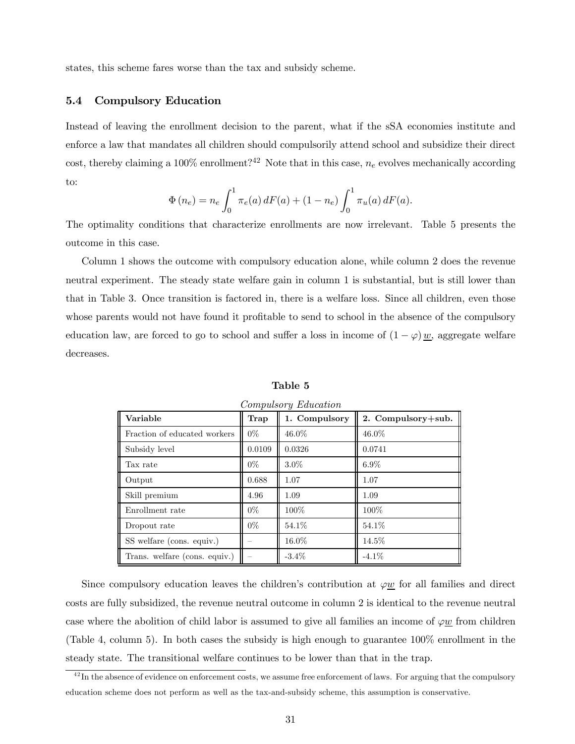states, this scheme fares worse than the tax and subsidy scheme.

### 5.4 Compulsory Education

Instead of leaving the enrollment decision to the parent, what if the sSA economies institute and enforce a law that mandates all children should compulsorily attend school and subsidize their direct cost, thereby claiming a 100% enrollment?[42] Note that in this case, $n_e$ evolves mechanically according to:

$$\Phi\left(n_e\right) = n_e \int_0^1 \pi_e(a)\, dF(a) + \left(1 - n_e\right) \int_0^1 \pi_u(a)\, dF(a).$$

The optimality conditions that characterize enrollments are now irrelevant. Table 5 presents the outcome in this case.

Column 1 shows the outcome with compulsory education alone, while column 2 does the revenue neutral experiment. The steady state welfare gain in column 1 is substantial, but is still lower than that in Table 3. Once transition is factored in, there is a welfare loss. Since all children, even those whose parents would not have found it profitable to send to school in the absence of the compulsory education law, are forced to go to school and suffer a loss in income of $(1-\varphi)\,\underline{w}$, aggregate welfare decreases.

**Table 5**

*Compulsory Education*

| Variable | Trap | 1. Compulsory | 2. Compulsory+sub. |
|---|---|---|---|
| Fraction of educated workers | 0% | 46.0% | 46.0% |
| Subsidy level | 0.0109 | 0.0326 | 0.0741 |
| Tax rate | 0% | 3.0% | 6.9% |
| Output | 0.688 | 1.07 | 1.07 |
| Skill premium | 4.96 | 1.09 | 1.09 |
| Enrollment rate | 0% | 100% | 100% |
| Dropout rate | 0% | 54.1% | 54.1% |
| SS welfare (cons. equiv.) | – | 16.0% | 14.5% |
| Trans. welfare (cons. equiv.) | – | -3.4% | -4.1% |

Since compulsory education leaves the children's contribution at $\varphi\underline{w}$ for all families and direct costs are fully subsidized, the revenue neutral outcome in column 2 is identical to the revenue neutral case where the abolition of child labor is assumed to give all families an income of $\varphi\underline{w}$ from children (Table 4, column 5). In both cases the subsidy is high enough to guarantee 100% enrollment in the steady state. The transitional welfare continues to be lower than that in the trap.

[42] In the absence of evidence on enforcement costs, we assume free enforcement of laws. For arguing that the compulsory education scheme does not perform as well as the tax-and-subsidy scheme, this assumption is conservative.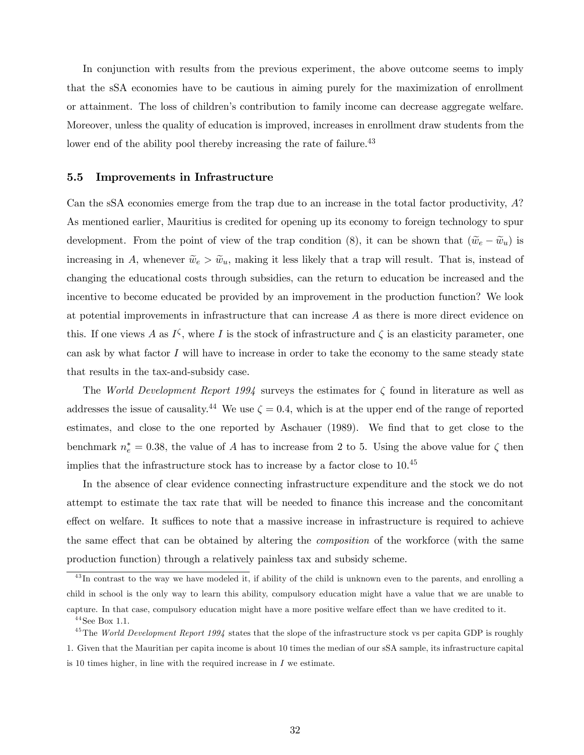In conjunction with results from the previous experiment, the above outcome seems to imply that the sSA economies have to be cautious in aiming purely for the maximization of enrollment or attainment. The loss of children's contribution to family income can decrease aggregate welfare. Moreover, unless the quality of education is improved, increases in enrollment draw students from the lower end of the ability pool thereby increasing the rate of failure.[43]

### 5.5 Improvements in Infrastructure

Can the sSA economies emerge from the trap due to an increase in the total factor productivity, $A$? As mentioned earlier, Mauritius is credited for opening up its economy to foreign technology to spur development. From the point of view of the trap condition (8), it can be shown that $(\widetilde{w}_e - \widetilde{w}_u)$ is increasing in $A$, whenever $\widetilde{w}_e > \widetilde{w}_u$, making it less likely that a trap will result. That is, instead of changing the educational costs through subsidies, can the return to education be increased and the incentive to become educated be provided by an improvement in the production function? We look at potential improvements in infrastructure that can increase $A$ as there is more direct evidence on this. If one views $A$ as $I^{\zeta}$, where $I$ is the stock of infrastructure and $\zeta$ is an elasticity parameter, one can ask by what factor $I$ will have to increase in order to take the economy to the same steady state that results in the tax-and-subsidy case.

The *World Development Report 1994* surveys the estimates for $\zeta$ found in literature as well as addresses the issue of causality.[44] We use $\zeta = 0.4$, which is at the upper end of the range of reported estimates, and close to the one reported by Aschauer (1989). We find that to get close to the benchmark $n_e^* = 0.38$, the value of $A$ has to increase from 2 to 5. Using the above value for $\zeta$ then implies that the infrastructure stock has to increase by a factor close to 10.[45]

In the absence of clear evidence connecting infrastructure expenditure and the stock we do not attempt to estimate the tax rate that will be needed to finance this increase and the concomitant effect on welfare. It suffices to note that a massive increase in infrastructure is required to achieve the same effect that can be obtained by altering the *composition* of the workforce (with the same production function) through a relatively painless tax and subsidy scheme.

---

[43] In contrast to the way we have modeled it, if ability of the child is unknown even to the parents, and enrolling a child in school is the only way to learn this ability, compulsory education might have a value that we are unable to capture. In that case, compulsory education might have a more positive welfare effect than we have credited to it.

[44] See Box 1.1.

[45] The *World Development Report 1994* states that the slope of the infrastructure stock vs per capita GDP is roughly 1. Given that the Mauritian per capita income is about 10 times the median of our sSA sample, its infrastructure capital is 10 times higher, in line with the required increase in $I$ we estimate.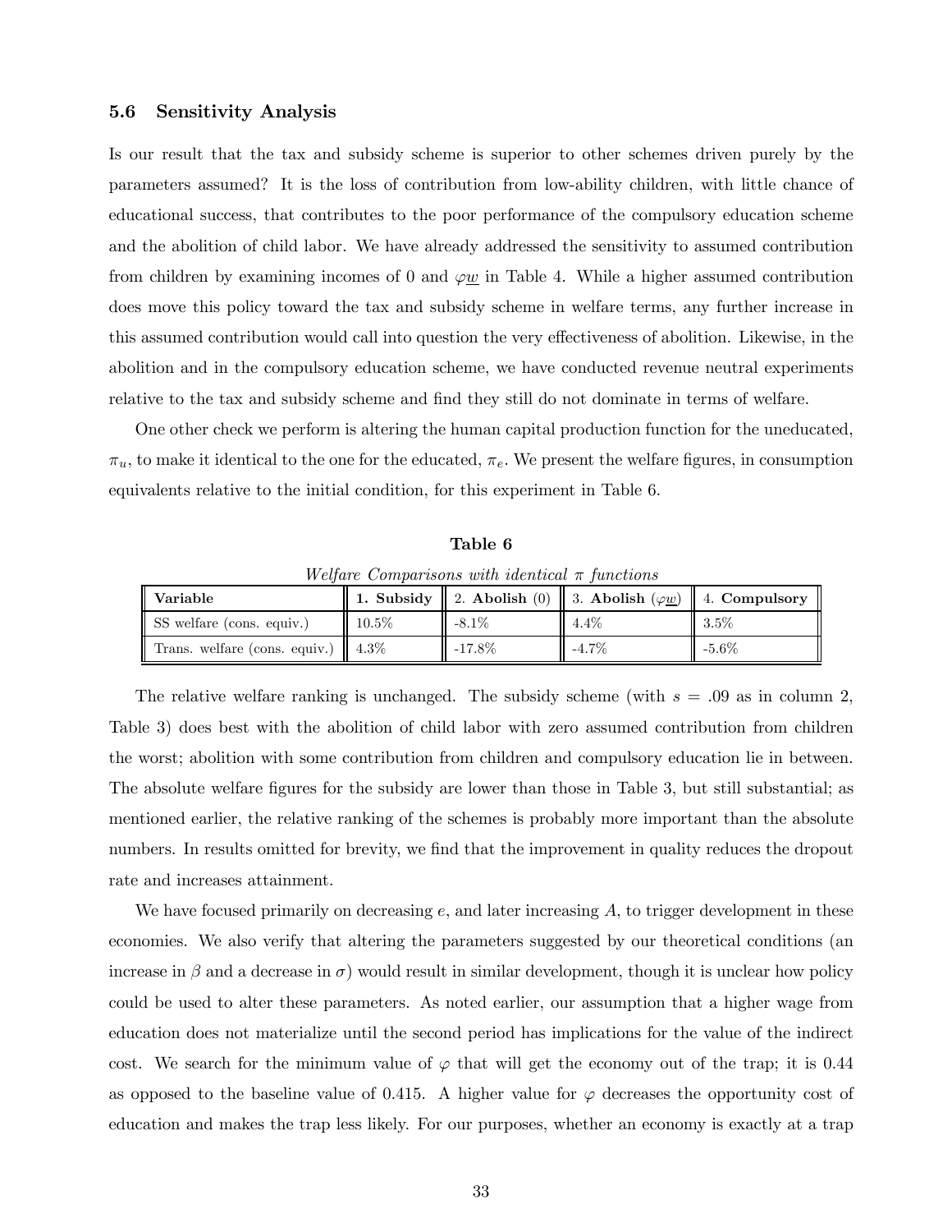### 5.6 Sensitivity Analysis

Is our result that the tax and subsidy scheme is superior to other schemes driven purely by the parameters assumed? It is the loss of contribution from low-ability children, with little chance of educational success, that contributes to the poor performance of the compulsory education scheme and the abolition of child labor. We have already addressed the sensitivity to assumed contribution from children by examining incomes of 0 and $\varphi \underline{w}$ in Table 4. While a higher assumed contribution does move this policy toward the tax and subsidy scheme in welfare terms, any further increase in this assumed contribution would call into question the very effectiveness of abolition. Likewise, in the abolition and in the compulsory education scheme, we have conducted revenue neutral experiments relative to the tax and subsidy scheme and find they still do not dominate in terms of welfare.

One other check we perform is altering the human capital production function for the uneducated, $\pi_u$, to make it identical to the one for the educated, $\pi_e$. We present the welfare figures, in consumption equivalents relative to the initial condition, for this experiment in Table 6.

**Table 6**

*Welfare Comparisons with identical $\pi$ functions*

| **Variable** | **1. Subsidy** | 2. **Abolish** (0) | 3. **Abolish** ($\varphi \underline{w}$) | 4. **Compulsory** |
|---|---|---|---|---|
| SS welfare (cons. equiv.) | 10.5% | -8.1% | 4.4% | 3.5% |
| Trans. welfare (cons. equiv.) | 4.3% | -17.8% | -4.7% | -5.6% |

The relative welfare ranking is unchanged. The subsidy scheme (with $s = .09$ as in column 2, Table 3) does best with the abolition of child labor with zero assumed contribution from children the worst; abolition with some contribution from children and compulsory education lie in between. The absolute welfare figures for the subsidy are lower than those in Table 3, but still substantial; as mentioned earlier, the relative ranking of the schemes is probably more important than the absolute numbers. In results omitted for brevity, we find that the improvement in quality reduces the dropout rate and increases attainment.

We have focused primarily on decreasing $e$, and later increasing $A$, to trigger development in these economies. We also verify that altering the parameters suggested by our theoretical conditions (an increase in $\beta$ and a decrease in $\sigma$) would result in similar development, though it is unclear how policy could be used to alter these parameters. As noted earlier, our assumption that a higher wage from education does not materialize until the second period has implications for the value of the indirect cost. We search for the minimum value of $\varphi$ that will get the economy out of the trap; it is 0.44 as opposed to the baseline value of 0.415. A higher value for $\varphi$ decreases the opportunity cost of education and makes the trap less likely. For our purposes, whether an economy is exactly at a trap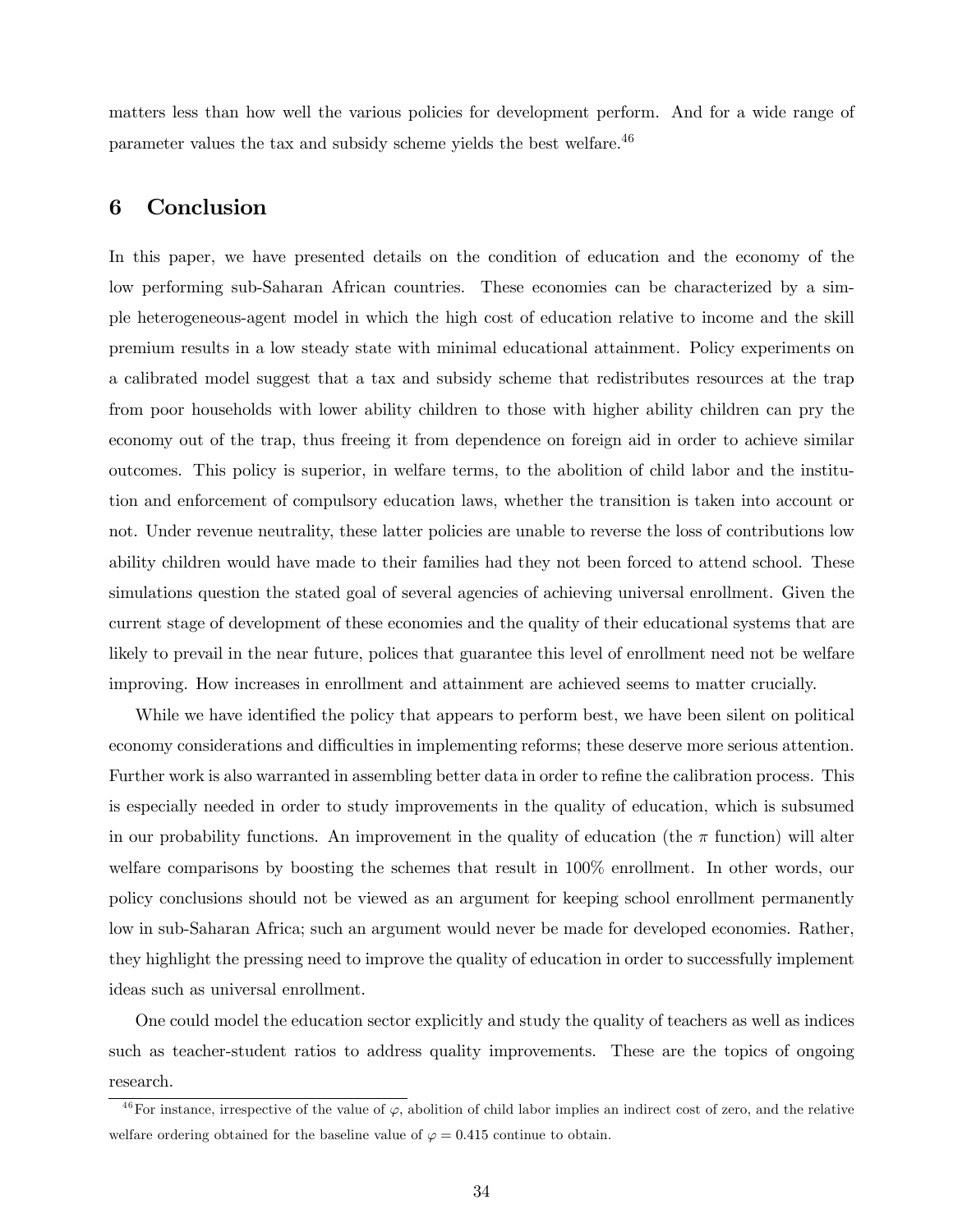matters less than how well the various policies for development perform. And for a wide range of parameter values the tax and subsidy scheme yields the best welfare.[46]

## 6 Conclusion

In this paper, we have presented details on the condition of education and the economy of the low performing sub-Saharan African countries. These economies can be characterized by a simple heterogeneous-agent model in which the high cost of education relative to income and the skill premium results in a low steady state with minimal educational attainment. Policy experiments on a calibrated model suggest that a tax and subsidy scheme that redistributes resources at the trap from poor households with lower ability children to those with higher ability children can pry the economy out of the trap, thus freeing it from dependence on foreign aid in order to achieve similar outcomes. This policy is superior, in welfare terms, to the abolition of child labor and the institution and enforcement of compulsory education laws, whether the transition is taken into account or not. Under revenue neutrality, these latter policies are unable to reverse the loss of contributions low ability children would have made to their families had they not been forced to attend school. These simulations question the stated goal of several agencies of achieving universal enrollment. Given the current stage of development of these economies and the quality of their educational systems that are likely to prevail in the near future, polices that guarantee this level of enrollment need not be welfare improving. How increases in enrollment and attainment are achieved seems to matter crucially.

While we have identified the policy that appears to perform best, we have been silent on political economy considerations and difficulties in implementing reforms; these deserve more serious attention. Further work is also warranted in assembling better data in order to refine the calibration process. This is especially needed in order to study improvements in the quality of education, which is subsumed in our probability functions. An improvement in the quality of education (the $\pi$ function) will alter welfare comparisons by boosting the schemes that result in 100% enrollment. In other words, our policy conclusions should not be viewed as an argument for keeping school enrollment permanently low in sub-Saharan Africa; such an argument would never be made for developed economies. Rather, they highlight the pressing need to improve the quality of education in order to successfully implement ideas such as universal enrollment.

One could model the education sector explicitly and study the quality of teachers as well as indices such as teacher-student ratios to address quality improvements. These are the topics of ongoing research.

[46] For instance, irrespective of the value of $\varphi$, abolition of child labor implies an indirect cost of zero, and the relative welfare ordering obtained for the baseline value of $\varphi = 0.415$ continue to obtain.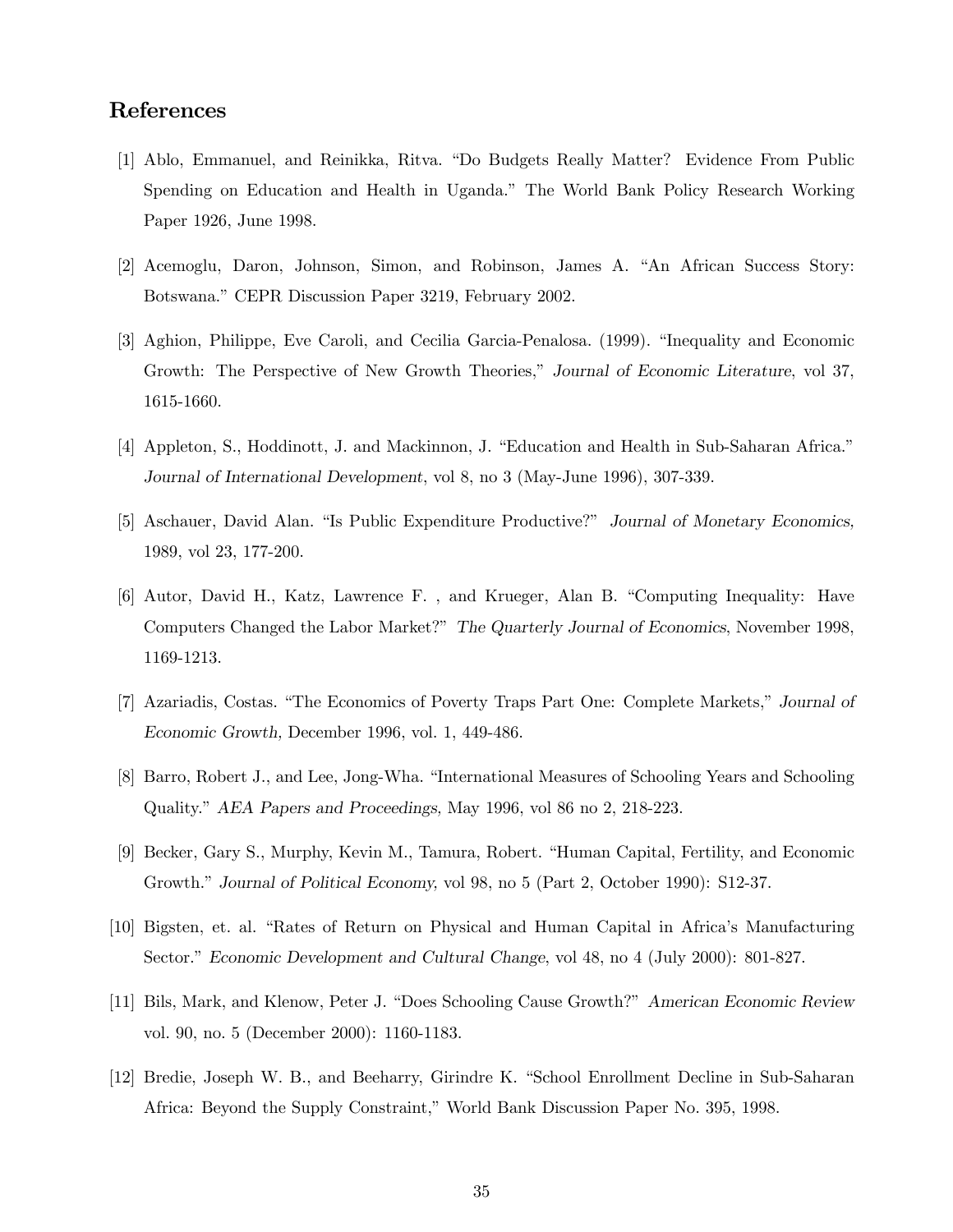## References

[1] Ablo, Emmanuel, and Reinikka, Ritva. "Do Budgets Really Matter? Evidence From Public Spending on Education and Health in Uganda." The World Bank Policy Research Working Paper 1926, June 1998.

[2] Acemoglu, Daron, Johnson, Simon, and Robinson, James A. "An African Success Story: Botswana." CEPR Discussion Paper 3219, February 2002.

[3] Aghion, Philippe, Eve Caroli, and Cecilia Garcia-Penalosa. (1999). "Inequality and Economic Growth: The Perspective of New Growth Theories," *Journal of Economic Literature*, vol 37, 1615-1660.

[4] Appleton, S., Hoddinott, J. and Mackinnon, J. "Education and Health in Sub-Saharan Africa." *Journal of International Development*, vol 8, no 3 (May-June 1996), 307-339.

[5] Aschauer, David Alan. "Is Public Expenditure Productive?" *Journal of Monetary Economics,* 1989, vol 23, 177-200.

[6] Autor, David H., Katz, Lawrence F. , and Krueger, Alan B. "Computing Inequality: Have Computers Changed the Labor Market?" *The Quarterly Journal of Economics*, November 1998, 1169-1213.

[7] Azariadis, Costas. "The Economics of Poverty Traps Part One: Complete Markets," *Journal of Economic Growth,* December 1996, vol. 1, 449-486.

[8] Barro, Robert J., and Lee, Jong-Wha. "International Measures of Schooling Years and Schooling Quality." *AEA Papers and Proceedings,* May 1996, vol 86 no 2, 218-223.

[9] Becker, Gary S., Murphy, Kevin M., Tamura, Robert. "Human Capital, Fertility, and Economic Growth." *Journal of Political Economy,* vol 98, no 5 (Part 2, October 1990): S12-37.

[10] Bigsten, et. al. "Rates of Return on Physical and Human Capital in Africa's Manufacturing Sector." *Economic Development and Cultural Change*, vol 48, no 4 (July 2000): 801-827.

[11] Bils, Mark, and Klenow, Peter J. "Does Schooling Cause Growth?" *American Economic Review* vol. 90, no. 5 (December 2000): 1160-1183.

[12] Bredie, Joseph W. B., and Beeharry, Girindre K. "School Enrollment Decline in Sub-Saharan Africa: Beyond the Supply Constraint," World Bank Discussion Paper No. 395, 1998.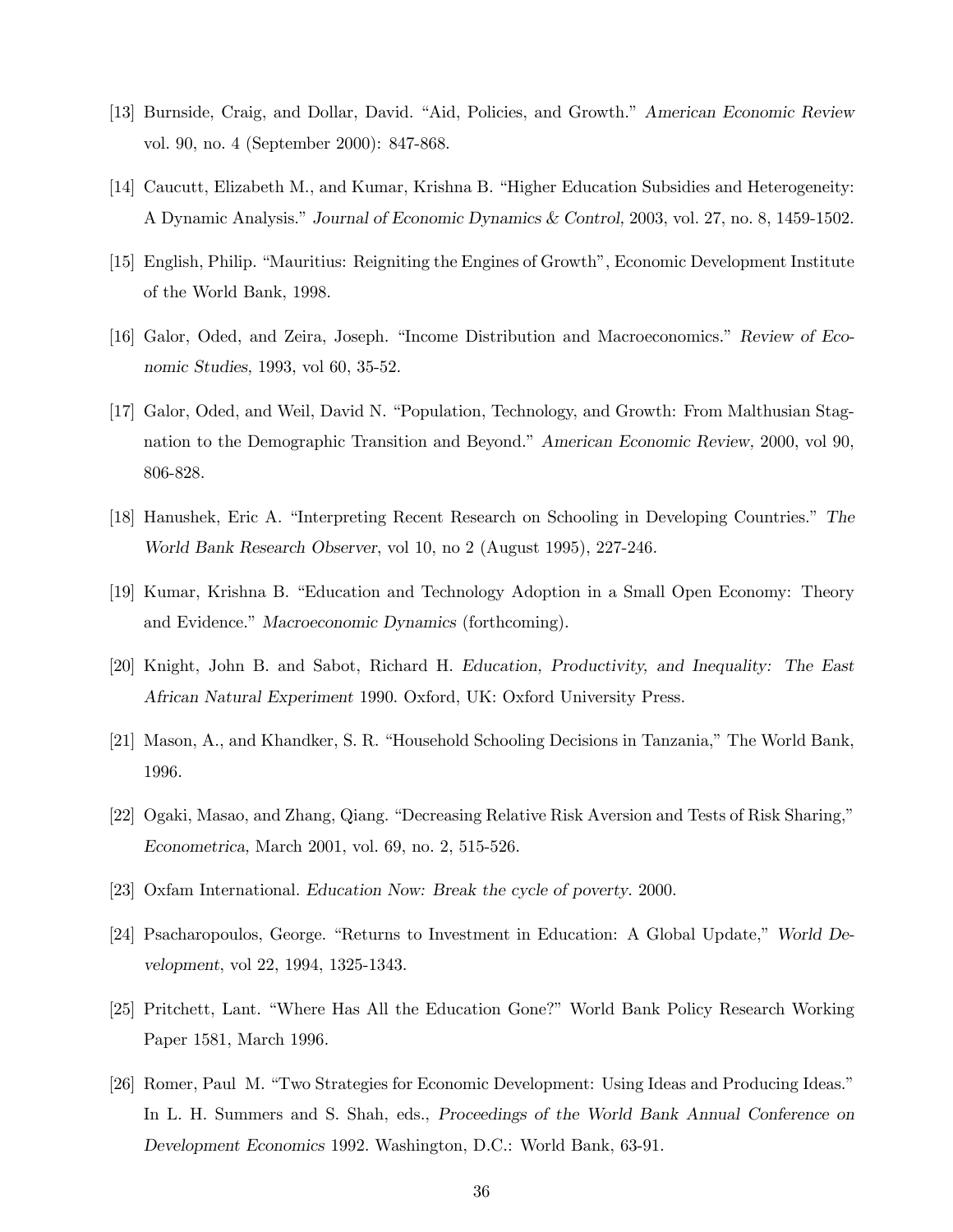[13] Burnside, Craig, and Dollar, David. "Aid, Policies, and Growth." *American Economic Review* vol. 90, no. 4 (September 2000): 847-868.

[14] Caucutt, Elizabeth M., and Kumar, Krishna B. "Higher Education Subsidies and Heterogeneity: A Dynamic Analysis." *Journal of Economic Dynamics & Control,* 2003, vol. 27, no. 8, 1459-1502.

[15] English, Philip. "Mauritius: Reigniting the Engines of Growth", Economic Development Institute of the World Bank, 1998.

[16] Galor, Oded, and Zeira, Joseph. "Income Distribution and Macroeconomics." *Review of Economic Studies,* 1993, vol 60, 35-52.

[17] Galor, Oded, and Weil, David N. "Population, Technology, and Growth: From Malthusian Stagnation to the Demographic Transition and Beyond." *American Economic Review,* 2000, vol 90, 806-828.

[18] Hanushek, Eric A. "Interpreting Recent Research on Schooling in Developing Countries." *The World Bank Research Observer*, vol 10, no 2 (August 1995), 227-246.

[19] Kumar, Krishna B. "Education and Technology Adoption in a Small Open Economy: Theory and Evidence." *Macroeconomic Dynamics* (forthcoming).

[20] Knight, John B. and Sabot, Richard H. *Education, Productivity, and Inequality: The East African Natural Experiment* 1990. Oxford, UK: Oxford University Press.

[21] Mason, A., and Khandker, S. R. "Household Schooling Decisions in Tanzania," The World Bank, 1996.

[22] Ogaki, Masao, and Zhang, Qiang. "Decreasing Relative Risk Aversion and Tests of Risk Sharing," *Econometrica,* March 2001, vol. 69, no. 2, 515-526.

[23] Oxfam International. *Education Now: Break the cycle of poverty.* 2000.

[24] Psacharopoulos, George. "Returns to Investment in Education: A Global Update," *World Development*, vol 22, 1994, 1325-1343.

[25] Pritchett, Lant. "Where Has All the Education Gone?" World Bank Policy Research Working Paper 1581, March 1996.

[26] Romer, Paul M. "Two Strategies for Economic Development: Using Ideas and Producing Ideas." In L. H. Summers and S. Shah, eds., *Proceedings of the World Bank Annual Conference on Development Economics* 1992. Washington, D.C.: World Bank, 63-91.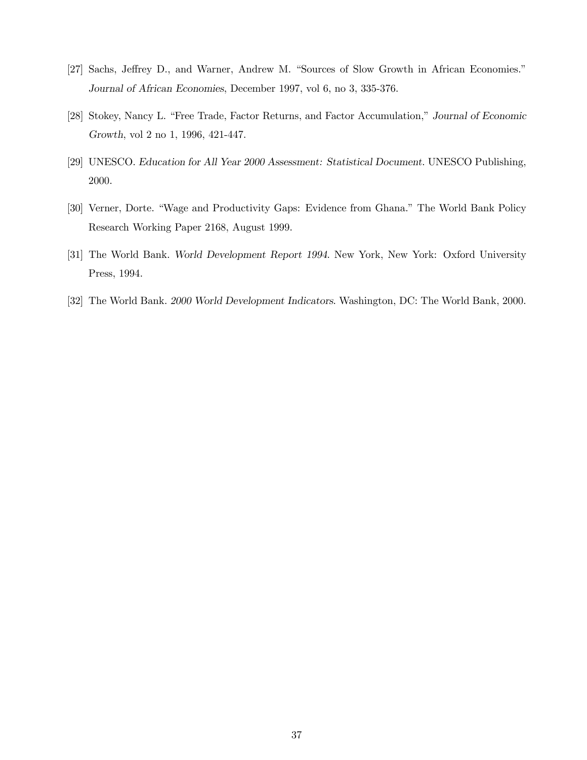[27] Sachs, Jeffrey D., and Warner, Andrew M. "Sources of Slow Growth in African Economies." *Journal of African Economies*, December 1997, vol 6, no 3, 335-376.

[28] Stokey, Nancy L. "Free Trade, Factor Returns, and Factor Accumulation," *Journal of Economic Growth*, vol 2 no 1, 1996, 421-447.

[29] UNESCO. *Education for All Year 2000 Assessment: Statistical Document*. UNESCO Publishing, 2000.

[30] Verner, Dorte. "Wage and Productivity Gaps: Evidence from Ghana." The World Bank Policy Research Working Paper 2168, August 1999.

[31] The World Bank. *World Development Report 1994*. New York, New York: Oxford University Press, 1994.

[32] The World Bank. *2000 World Development Indicators*. Washington, DC: The World Bank, 2000.